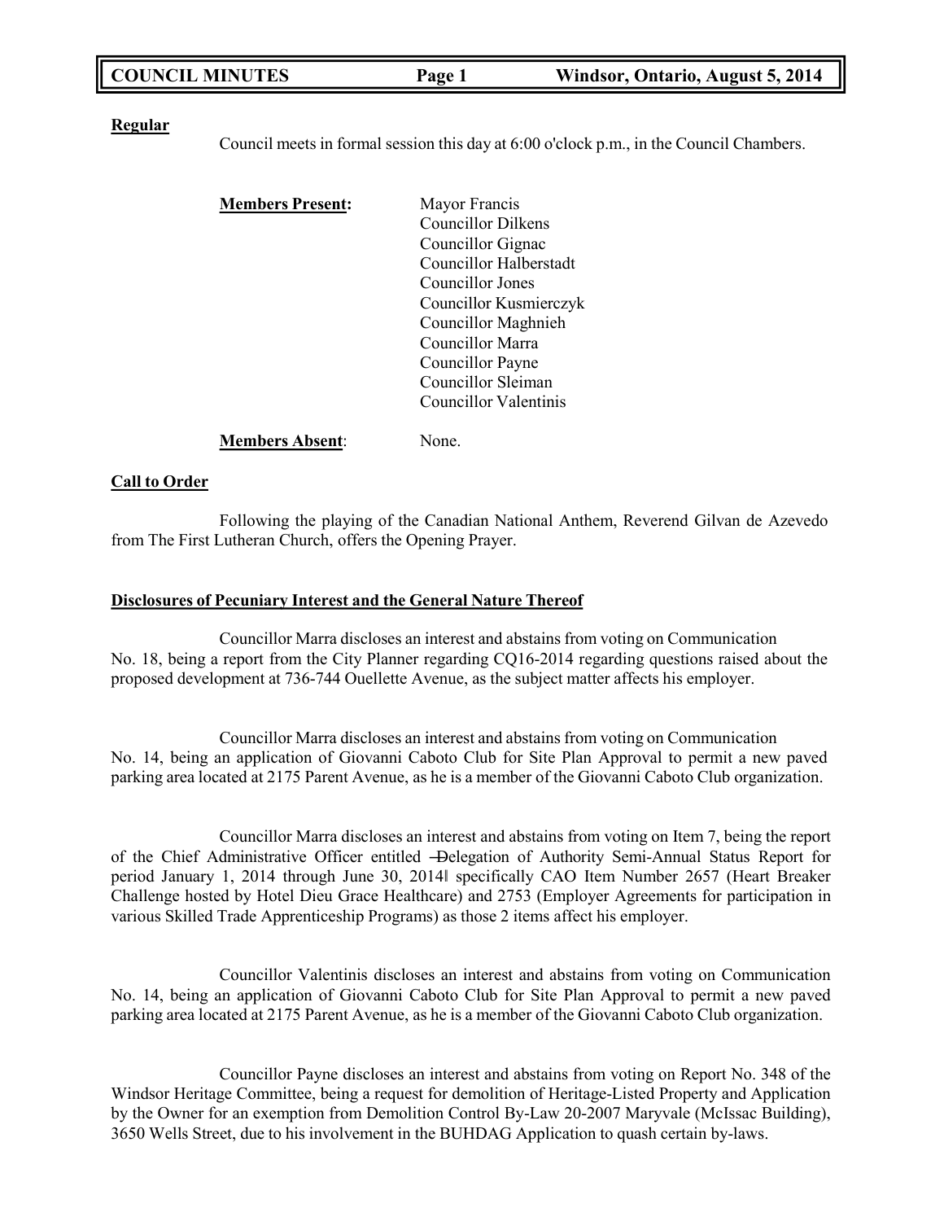**Regular**

Council meets in formal session this day at 6:00 o'clock p.m., in the Council Chambers.

**Members Present:**

Mayor Francis
Councillor Dilkens
Councillor Gignac
Councillor Halberstadt
Councillor Jones
Councillor Kusmierczyk
Councillor Maghnieh
Councillor Marra
Councillor Payne
Councillor Sleiman
Councillor Valentinis

**Members Absent**: None.

**Call to Order**

Following the playing of the Canadian National Anthem, Reverend Gilvan de Azevedo from The First Lutheran Church, offers the Opening Prayer.

**Disclosures of Pecuniary Interest and the General Nature Thereof**

Councillor Marra discloses an interest and abstains from voting on Communication No. 18, being a report from the City Planner regarding CQ16-2014 regarding questions raised about the proposed development at 736-744 Ouellette Avenue, as the subject matter affects his employer.

Councillor Marra discloses an interest and abstains from voting on Communication No. 14, being an application of Giovanni Caboto Club for Site Plan Approval to permit a new paved parking area located at 2175 Parent Avenue, as he is a member of the Giovanni Caboto Club organization.

Councillor Marra discloses an interest and abstains from voting on Item 7, being the report of the Chief Administrative Officer entitled ―Delegation of Authority Semi-Annual Status Report for period January 1, 2014 through June 30, 2014‖ specifically CAO Item Number 2657 (Heart Breaker Challenge hosted by Hotel Dieu Grace Healthcare) and 2753 (Employer Agreements for participation in various Skilled Trade Apprenticeship Programs) as those 2 items affect his employer.

Councillor Valentinis discloses an interest and abstains from voting on Communication No. 14, being an application of Giovanni Caboto Club for Site Plan Approval to permit a new paved parking area located at 2175 Parent Avenue, as he is a member of the Giovanni Caboto Club organization.

Councillor Payne discloses an interest and abstains from voting on Report No. 348 of the Windsor Heritage Committee, being a request for demolition of Heritage-Listed Property and Application by the Owner for an exemption from Demolition Control By-Law 20-2007 Maryvale (McIssac Building), 3650 Wells Street, due to his involvement in the BUHDAG Application to quash certain by-laws.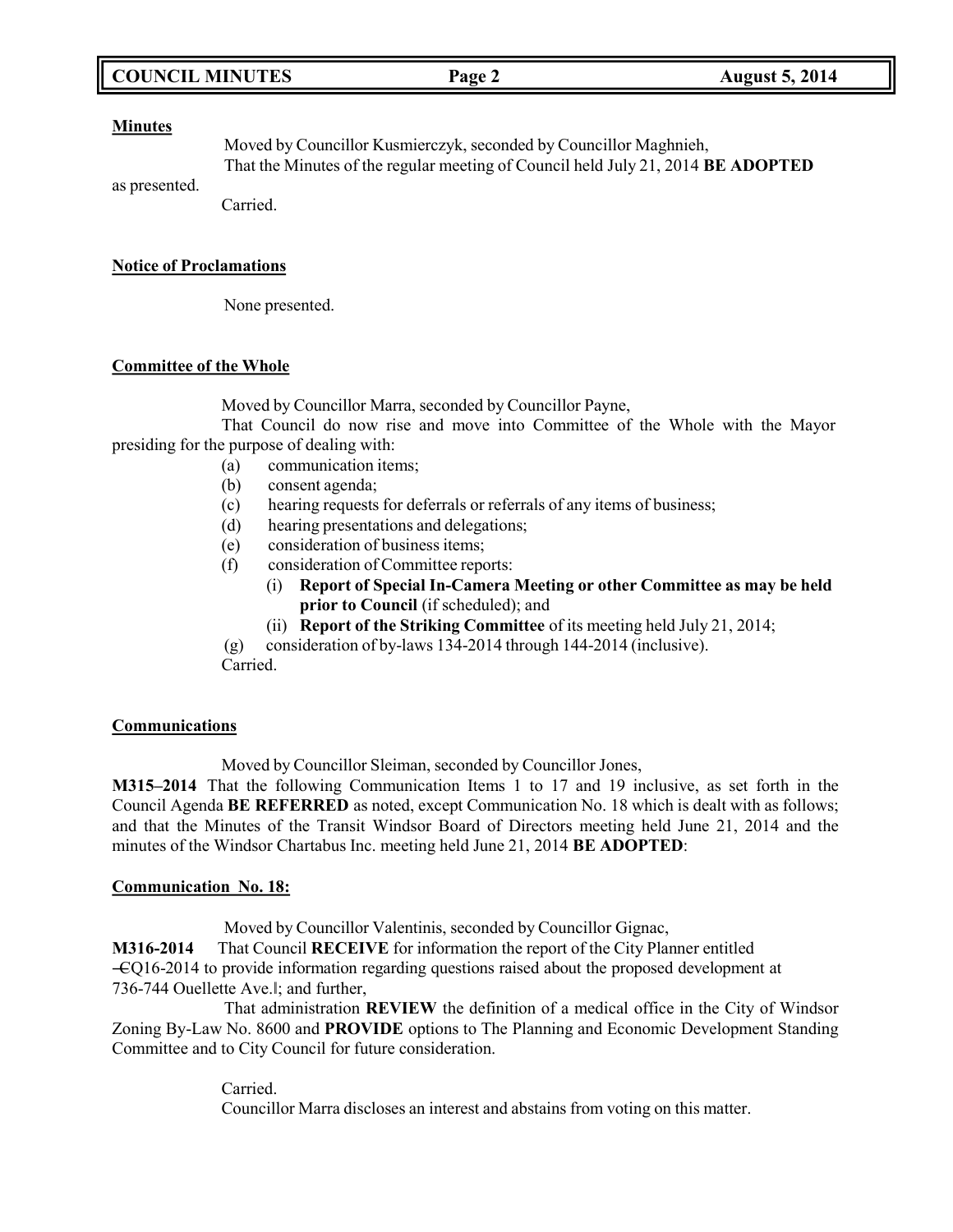**Minutes**

Moved by Councillor Kusmierczyk, seconded by Councillor Maghnieh,
That the Minutes of the regular meeting of Council held July 21, 2014 **BE ADOPTED** as presented.
Carried.

**Notice of Proclamations**

None presented.

**Committee of the Whole**

Moved by Councillor Marra, seconded by Councillor Payne,
That Council do now rise and move into Committee of the Whole with the Mayor presiding for the purpose of dealing with:

(a) communication items;
(b) consent agenda;
(c) hearing requests for deferrals or referrals of any items of business;
(d) hearing presentations and delegations;
(e) consideration of business items;
(f) consideration of Committee reports:
  (i) **Report of Special In-Camera Meeting or other Committee as may be held prior to Council** (if scheduled); and
  (ii) **Report of the Striking Committee** of its meeting held July 21, 2014;
(g) consideration of by-laws 134-2014 through 144-2014 (inclusive).

Carried.

**Communications**

Moved by Councillor Sleiman, seconded by Councillor Jones,
**M315–2014** That the following Communication Items 1 to 17 and 19 inclusive, as set forth in the Council Agenda **BE REFERRED** as noted, except Communication No. 18 which is dealt with as follows; and that the Minutes of the Transit Windsor Board of Directors meeting held June 21, 2014 and the minutes of the Windsor Chartabus Inc. meeting held June 21, 2014 **BE ADOPTED**:

**Communication No. 18:**

Moved by Councillor Valentinis, seconded by Councillor Gignac,
**M316-2014** That Council **RECEIVE** for information the report of the City Planner entitled ―CQ16-2014 to provide information regarding questions raised about the proposed development at 736-744 Ouellette Ave.‖; and further,
That administration **REVIEW** the definition of a medical office in the City of Windsor Zoning By-Law No. 8600 and **PROVIDE** options to The Planning and Economic Development Standing Committee and to City Council for future consideration.

Carried.
Councillor Marra discloses an interest and abstains from voting on this matter.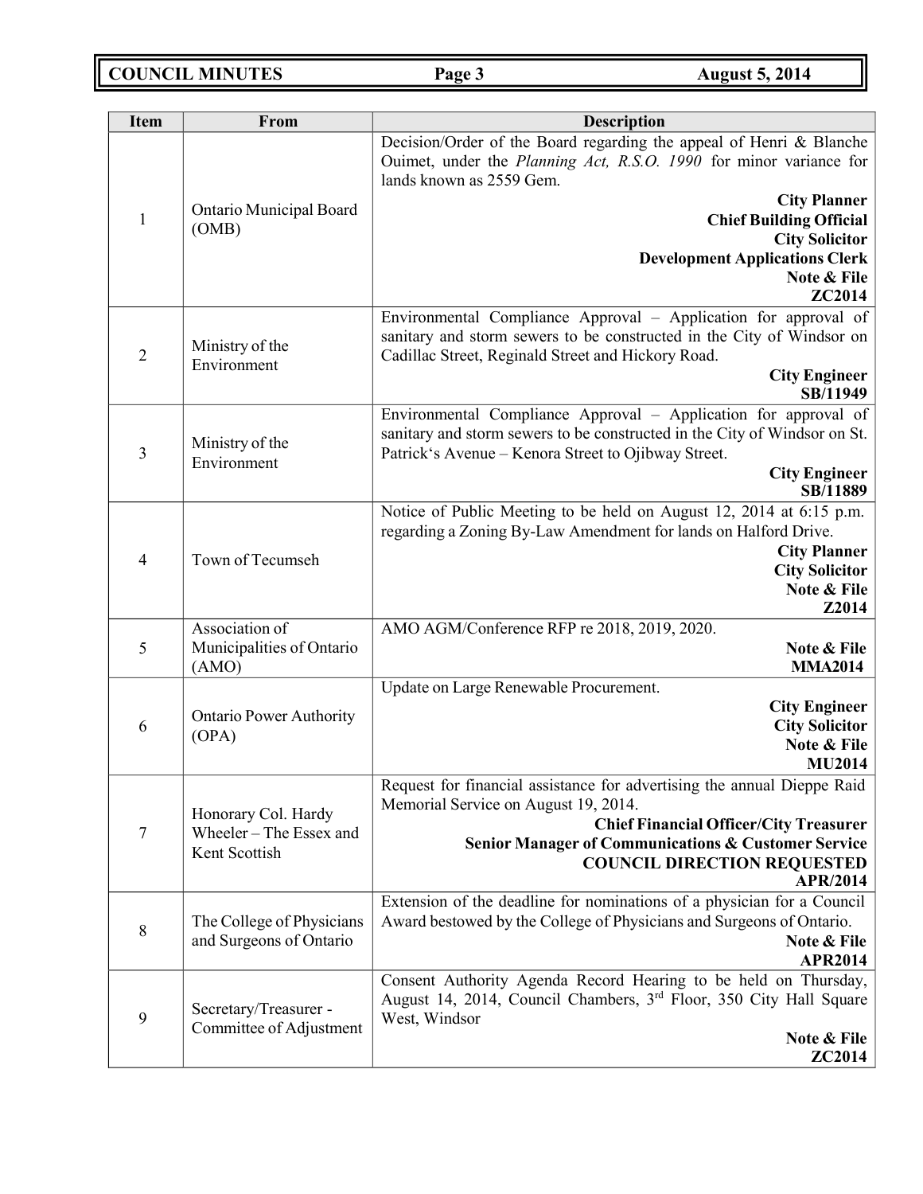| Item | From | Description |
|---|---|---|
| 1 | Ontario Municipal Board (OMB) | Decision/Order of the Board regarding the appeal of Henri & Blanche Ouimet, under the *Planning Act, R.S.O. 1990* for minor variance for lands known as 2559 Gem. **City Planner** **Chief Building Official** **City Solicitor** **Development Applications Clerk** **Note & File** **ZC2014** |
| 2 | Ministry of the Environment | Environmental Compliance Approval – Application for approval of sanitary and storm sewers to be constructed in the City of Windsor on Cadillac Street, Reginald Street and Hickory Road. **City Engineer** **SB/11949** |
| 3 | Ministry of the Environment | Environmental Compliance Approval – Application for approval of sanitary and storm sewers to be constructed in the City of Windsor on St. Patrick's Avenue – Kenora Street to Ojibway Street. **City Engineer** **SB/11889** |
| 4 | Town of Tecumseh | Notice of Public Meeting to be held on August 12, 2014 at 6:15 p.m. regarding a Zoning By-Law Amendment for lands on Halford Drive. **City Planner** **City Solicitor** **Note & File** **Z2014** |
| 5 | Association of Municipalities of Ontario (AMO) | AMO AGM/Conference RFP re 2018, 2019, 2020. **Note & File** **MMA2014** |
| 6 | Ontario Power Authority (OPA) | Update on Large Renewable Procurement. **City Engineer** **City Solicitor** **Note & File** **MU2014** |
| 7 | Honorary Col. Hardy Wheeler – The Essex and Kent Scottish | Request for financial assistance for advertising the annual Dieppe Raid Memorial Service on August 19, 2014. **Chief Financial Officer/City Treasurer** **Senior Manager of Communications & Customer Service** **COUNCIL DIRECTION REQUESTED** **APR/2014** |
| 8 | The College of Physicians and Surgeons of Ontario | Extension of the deadline for nominations of a physician for a Council Award bestowed by the College of Physicians and Surgeons of Ontario. **Note & File** **APR2014** |
| 9 | Secretary/Treasurer - Committee of Adjustment | Consent Authority Agenda Record Hearing to be held on Thursday, August 14, 2014, Council Chambers, 3rd Floor, 350 City Hall Square West, Windsor **Note & File** **ZC2014** |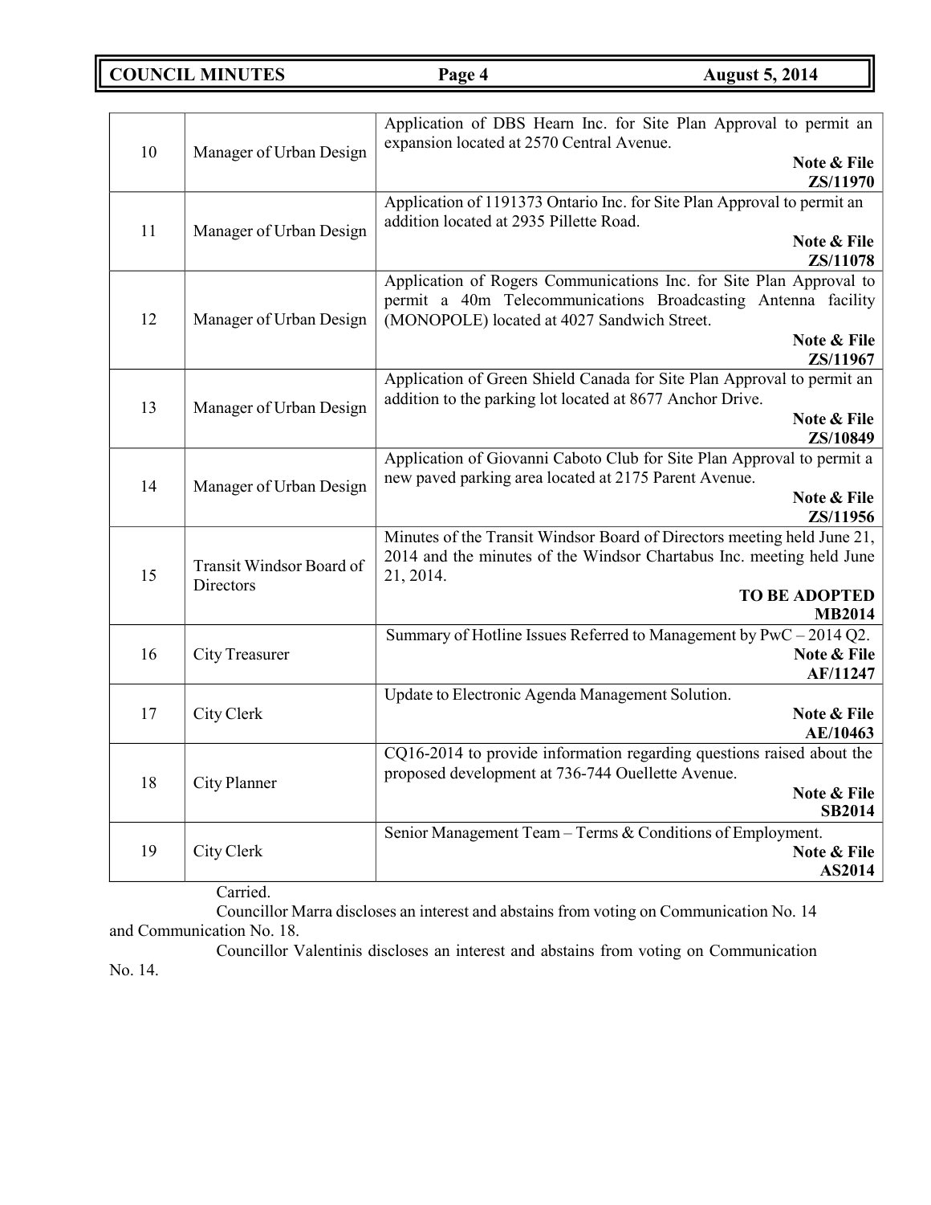| | | |
|---|---|---|
| 10 | Manager of Urban Design | Application of DBS Hearn Inc. for Site Plan Approval to permit an expansion located at 2570 Central Avenue. **Note & File** **ZS/11970** |
| 11 | Manager of Urban Design | Application of 1191373 Ontario Inc. for Site Plan Approval to permit an addition located at 2935 Pillette Road. **Note & File** **ZS/11078** |
| 12 | Manager of Urban Design | Application of Rogers Communications Inc. for Site Plan Approval to permit a 40m Telecommunications Broadcasting Antenna facility (MONOPOLE) located at 4027 Sandwich Street. **Note & File** **ZS/11967** |
| 13 | Manager of Urban Design | Application of Green Shield Canada for Site Plan Approval to permit an addition to the parking lot located at 8677 Anchor Drive. **Note & File** **ZS/10849** |
| 14 | Manager of Urban Design | Application of Giovanni Caboto Club for Site Plan Approval to permit a new paved parking area located at 2175 Parent Avenue. **Note & File** **ZS/11956** |
| 15 | Transit Windsor Board of Directors | Minutes of the Transit Windsor Board of Directors meeting held June 21, 2014 and the minutes of the Windsor Chartabus Inc. meeting held June 21, 2014. **TO BE ADOPTED** **MB2014** |
| 16 | City Treasurer | Summary of Hotline Issues Referred to Management by PwC – 2014 Q2. **Note & File** **AF/11247** |
| 17 | City Clerk | Update to Electronic Agenda Management Solution. **Note & File** **AE/10463** |
| 18 | City Planner | CQ16-2014 to provide information regarding questions raised about the proposed development at 736-744 Ouellette Avenue. **Note & File** **SB2014** |
| 19 | City Clerk | Senior Management Team – Terms & Conditions of Employment. **Note & File** **AS2014** |

Carried.

Councillor Marra discloses an interest and abstains from voting on Communication No. 14 and Communication No. 18.

Councillor Valentinis discloses an interest and abstains from voting on Communication No. 14.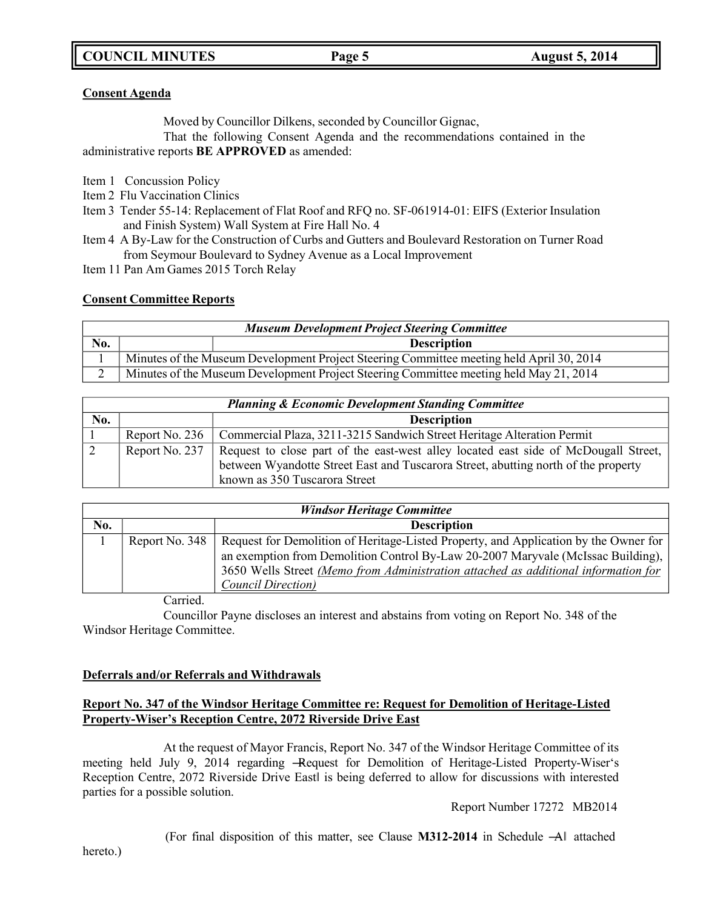**Consent Agenda**

Moved by Councillor Dilkens, seconded by Councillor Gignac,

That the following Consent Agenda and the recommendations contained in the administrative reports **BE APPROVED** as amended:

Item 1 Concussion Policy
Item 2 Flu Vaccination Clinics
Item 3 Tender 55-14: Replacement of Flat Roof and RFQ no. SF-061914-01: EIFS (Exterior Insulation and Finish System) Wall System at Fire Hall No. 4
Item 4 A By-Law for the Construction of Curbs and Gutters and Boulevard Restoration on Turner Road from Seymour Boulevard to Sydney Avenue as a Local Improvement
Item 11 Pan Am Games 2015 Torch Relay

**Consent Committee Reports**

| ***Museum Development Project Steering Committee*** | | |
|---|---|---|
| **No.** | | **Description** |
| 1 | Minutes of the Museum Development Project Steering Committee meeting held April 30, 2014 | |
| 2 | Minutes of the Museum Development Project Steering Committee meeting held May 21, 2014 | |

| ***Planning & Economic Development Standing Committee*** | | |
|---|---|---|
| **No.** | | **Description** |
| 1 | Report No. 236 | Commercial Plaza, 3211-3215 Sandwich Street Heritage Alteration Permit |
| 2 | Report No. 237 | Request to close part of the east-west alley located east side of McDougall Street, between Wyandotte Street East and Tuscarora Street, abutting north of the property known as 350 Tuscarora Street |

| ***Windsor Heritage Committee*** | | |
|---|---|---|
| **No.** | | **Description** |
| 1 | Report No. 348 | Request for Demolition of Heritage-Listed Property, and Application by the Owner for an exemption from Demolition Control By-Law 20-2007 Maryvale (McIssac Building), 3650 Wells Street *(Memo from Administration attached as additional information for Council Direction)* |

Carried.

Councillor Payne discloses an interest and abstains from voting on Report No. 348 of the Windsor Heritage Committee.

**Deferrals and/or Referrals and Withdrawals**

**Report No. 347 of the Windsor Heritage Committee re: Request for Demolition of Heritage-Listed Property-Wiser's Reception Centre, 2072 Riverside Drive East**

At the request of Mayor Francis, Report No. 347 of the Windsor Heritage Committee of its meeting held July 9, 2014 regarding ―Request for Demolition of Heritage-Listed Property-Wiser's Reception Centre, 2072 Riverside Drive East‖ is being deferred to allow for discussions with interested parties for a possible solution.

Report Number 17272 MB2014

(For final disposition of this matter, see Clause **M312-2014** in Schedule ―A‖ attached hereto.)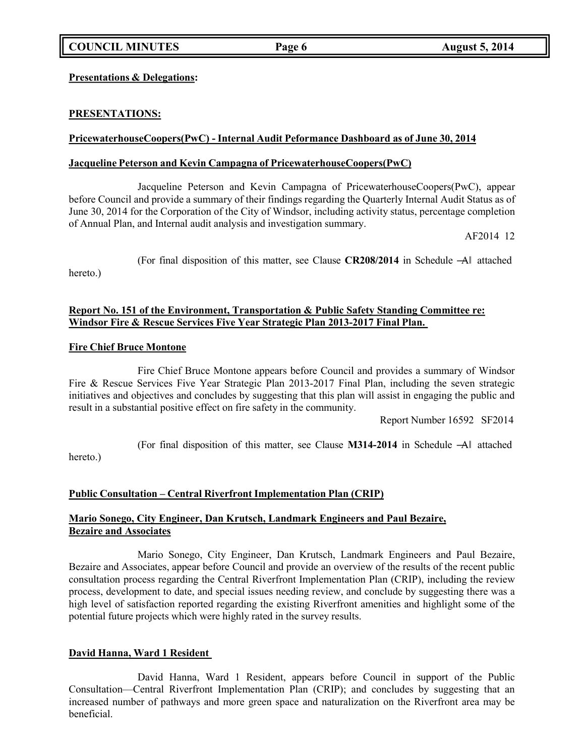**Presentations & Delegations:**

**PRESENTATIONS:**

**PricewaterhouseCoopers(PwC) - Internal Audit Peformance Dashboard as of June 30, 2014**

**Jacqueline Peterson and Kevin Campagna of PricewaterhouseCoopers(PwC)**

Jacqueline Peterson and Kevin Campagna of PricewaterhouseCoopers(PwC), appear before Council and provide a summary of their findings regarding the Quarterly Internal Audit Status as of June 30, 2014 for the Corporation of the City of Windsor, including activity status, percentage completion of Annual Plan, and Internal audit analysis and investigation summary.

AF2014 12

(For final disposition of this matter, see Clause **CR208/2014** in Schedule ―A‖ attached hereto.)

**Report No. 151 of the Environment, Transportation & Public Safety Standing Committee re: Windsor Fire & Rescue Services Five Year Strategic Plan 2013-2017 Final Plan.**

**Fire Chief Bruce Montone**

Fire Chief Bruce Montone appears before Council and provides a summary of Windsor Fire & Rescue Services Five Year Strategic Plan 2013-2017 Final Plan, including the seven strategic initiatives and objectives and concludes by suggesting that this plan will assist in engaging the public and result in a substantial positive effect on fire safety in the community.

Report Number 16592 SF2014

(For final disposition of this matter, see Clause **M314-2014** in Schedule ―A‖ attached hereto.)

**Public Consultation – Central Riverfront Implementation Plan (CRIP)**

**Mario Sonego, City Engineer, Dan Krutsch, Landmark Engineers and Paul Bezaire, Bezaire and Associates**

Mario Sonego, City Engineer, Dan Krutsch, Landmark Engineers and Paul Bezaire, Bezaire and Associates, appear before Council and provide an overview of the results of the recent public consultation process regarding the Central Riverfront Implementation Plan (CRIP), including the review process, development to date, and special issues needing review, and conclude by suggesting there was a high level of satisfaction reported regarding the existing Riverfront amenities and highlight some of the potential future projects which were highly rated in the survey results.

**David Hanna, Ward 1 Resident**

David Hanna, Ward 1 Resident, appears before Council in support of the Public Consultation—Central Riverfront Implementation Plan (CRIP); and concludes by suggesting that an increased number of pathways and more green space and naturalization on the Riverfront area may be beneficial.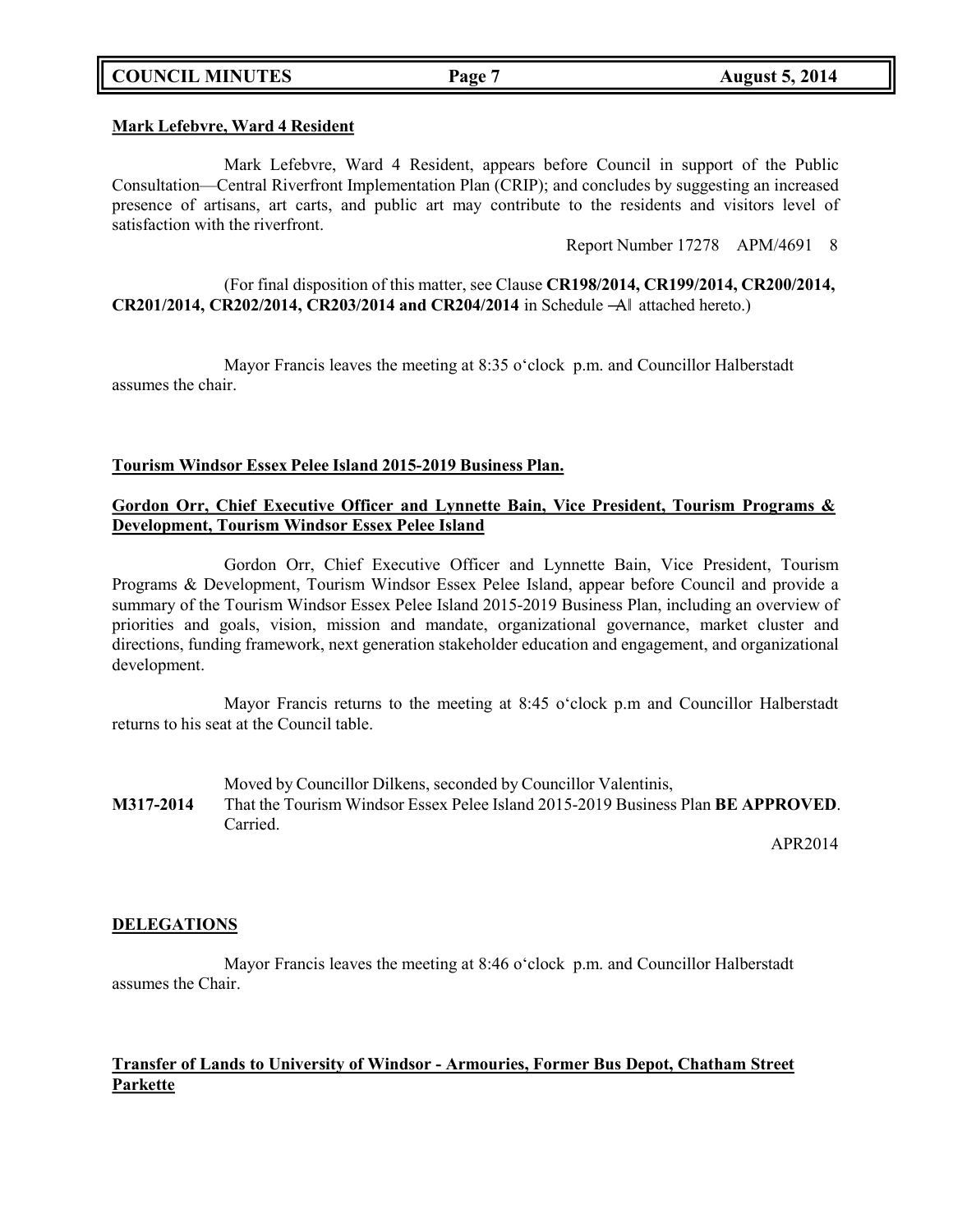**Mark Lefebvre, Ward 4 Resident**

Mark Lefebvre, Ward 4 Resident, appears before Council in support of the Public Consultation—Central Riverfront Implementation Plan (CRIP); and concludes by suggesting an increased presence of artisans, art carts, and public art may contribute to the residents and visitors level of satisfaction with the riverfront.

Report Number 17278 APM/4691 8

(For final disposition of this matter, see Clause **CR198/2014, CR199/2014, CR200/2014, CR201/2014, CR202/2014, CR203/2014 and CR204/2014** in Schedule ―A‖ attached hereto.)

Mayor Francis leaves the meeting at 8:35 o'clock p.m. and Councillor Halberstadt assumes the chair.

**Tourism Windsor Essex Pelee Island 2015-2019 Business Plan.**

**Gordon Orr, Chief Executive Officer and Lynnette Bain, Vice President, Tourism Programs & Development, Tourism Windsor Essex Pelee Island**

Gordon Orr, Chief Executive Officer and Lynnette Bain, Vice President, Tourism Programs & Development, Tourism Windsor Essex Pelee Island, appear before Council and provide a summary of the Tourism Windsor Essex Pelee Island 2015-2019 Business Plan, including an overview of priorities and goals, vision, mission and mandate, organizational governance, market cluster and directions, funding framework, next generation stakeholder education and engagement, and organizational development.

Mayor Francis returns to the meeting at 8:45 o'clock p.m and Councillor Halberstadt returns to his seat at the Council table.

Moved by Councillor Dilkens, seconded by Councillor Valentinis,

**M317-2014** That the Tourism Windsor Essex Pelee Island 2015-2019 Business Plan **BE APPROVED**.
Carried.

APR2014

**DELEGATIONS**

Mayor Francis leaves the meeting at 8:46 o'clock p.m. and Councillor Halberstadt assumes the Chair.

**Transfer of Lands to University of Windsor - Armouries, Former Bus Depot, Chatham Street Parkette**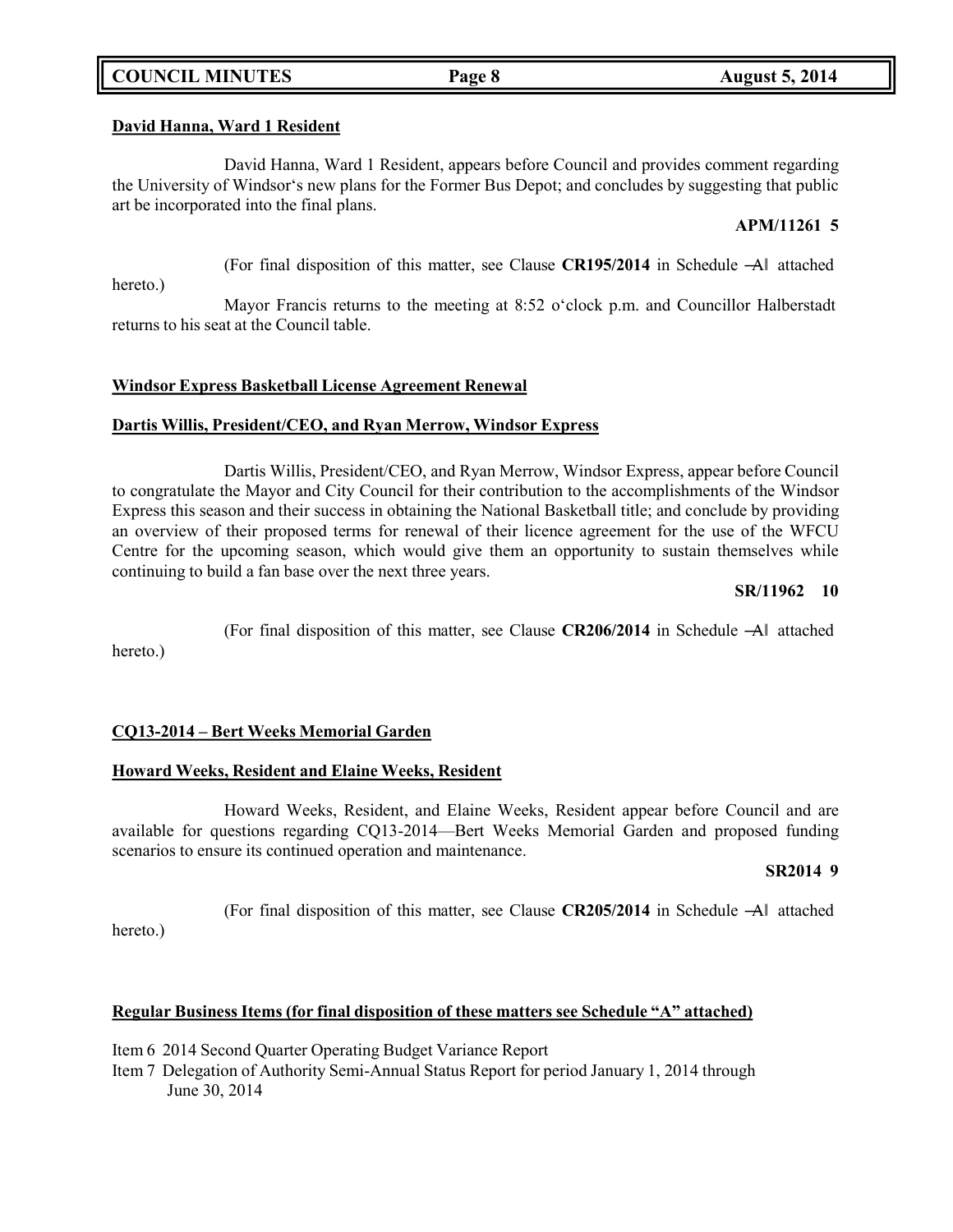**David Hanna, Ward 1 Resident**

David Hanna, Ward 1 Resident, appears before Council and provides comment regarding the University of Windsor's new plans for the Former Bus Depot; and concludes by suggesting that public art be incorporated into the final plans.

**APM/11261 5**

(For final disposition of this matter, see Clause **CR195/2014** in Schedule ―A‖ attached hereto.)

Mayor Francis returns to the meeting at 8:52 o'clock p.m. and Councillor Halberstadt returns to his seat at the Council table.

**Windsor Express Basketball License Agreement Renewal**

**Dartis Willis, President/CEO, and Ryan Merrow, Windsor Express**

Dartis Willis, President/CEO, and Ryan Merrow, Windsor Express, appear before Council to congratulate the Mayor and City Council for their contribution to the accomplishments of the Windsor Express this season and their success in obtaining the National Basketball title; and conclude by providing an overview of their proposed terms for renewal of their licence agreement for the use of the WFCU Centre for the upcoming season, which would give them an opportunity to sustain themselves while continuing to build a fan base over the next three years.

**SR/11962 10**

(For final disposition of this matter, see Clause **CR206/2014** in Schedule ―A‖ attached hereto.)

**CQ13-2014 – Bert Weeks Memorial Garden**

**Howard Weeks, Resident and Elaine Weeks, Resident**

Howard Weeks, Resident, and Elaine Weeks, Resident appear before Council and are available for questions regarding CQ13-2014—Bert Weeks Memorial Garden and proposed funding scenarios to ensure its continued operation and maintenance.

**SR2014 9**

(For final disposition of this matter, see Clause **CR205/2014** in Schedule ―A‖ attached hereto.)

**Regular Business Items (for final disposition of these matters see Schedule "A" attached)**

Item 6 2014 Second Quarter Operating Budget Variance Report
Item 7 Delegation of Authority Semi-Annual Status Report for period January 1, 2014 through June 30, 2014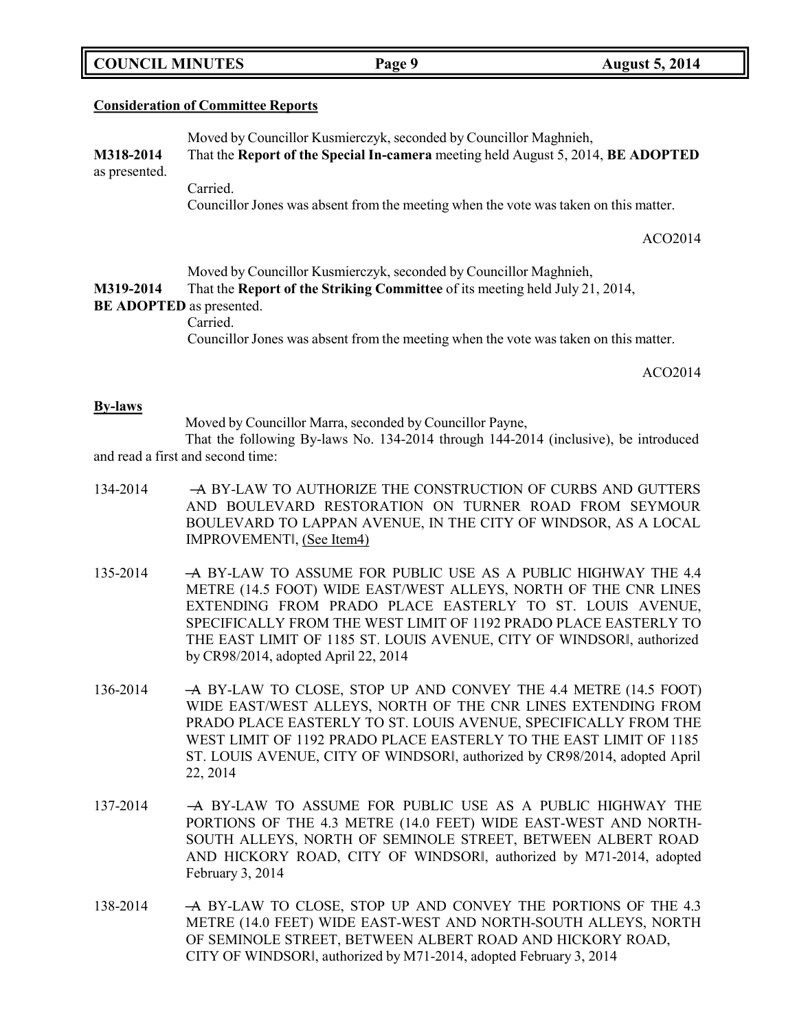## Consideration of Committee Reports

Moved by Councillor Kusmierczyk, seconded by Councillor Maghnieh,

**M318-2014** That the **Report of the Special In-camera** meeting held August 5, 2014, **BE ADOPTED** as presented.

Carried.

Councillor Jones was absent from the meeting when the vote was taken on this matter.

ACO2014

Moved by Councillor Kusmierczyk, seconded by Councillor Maghnieh,

**M319-2014** That the **Report of the Striking Committee** of its meeting held July 21, 2014, **BE ADOPTED** as presented.

Carried.

Councillor Jones was absent from the meeting when the vote was taken on this matter.

ACO2014

## By-laws

Moved by Councillor Marra, seconded by Councillor Payne,

That the following By-laws No. 134-2014 through 144-2014 (inclusive), be introduced and read a first and second time:

134-2014 ―A BY-LAW TO AUTHORIZE THE CONSTRUCTION OF CURBS AND GUTTERS AND BOULEVARD RESTORATION ON TURNER ROAD FROM SEYMOUR BOULEVARD TO LAPPAN AVENUE, IN THE CITY OF WINDSOR, AS A LOCAL IMPROVEMENT‖, (See Item4)

135-2014 ―A BY-LAW TO ASSUME FOR PUBLIC USE AS A PUBLIC HIGHWAY THE 4.4 METRE (14.5 FOOT) WIDE EAST/WEST ALLEYS, NORTH OF THE CNR LINES EXTENDING FROM PRADO PLACE EASTERLY TO ST. LOUIS AVENUE, SPECIFICALLY FROM THE WEST LIMIT OF 1192 PRADO PLACE EASTERLY TO THE EAST LIMIT OF 1185 ST. LOUIS AVENUE, CITY OF WINDSOR‖, authorized by CR98/2014, adopted April 22, 2014

136-2014 ―A BY-LAW TO CLOSE, STOP UP AND CONVEY THE 4.4 METRE (14.5 FOOT) WIDE EAST/WEST ALLEYS, NORTH OF THE CNR LINES EXTENDING FROM PRADO PLACE EASTERLY TO ST. LOUIS AVENUE, SPECIFICALLY FROM THE WEST LIMIT OF 1192 PRADO PLACE EASTERLY TO THE EAST LIMIT OF 1185 ST. LOUIS AVENUE, CITY OF WINDSOR‖, authorized by CR98/2014, adopted April 22, 2014

137-2014 ―A BY-LAW TO ASSUME FOR PUBLIC USE AS A PUBLIC HIGHWAY THE PORTIONS OF THE 4.3 METRE (14.0 FEET) WIDE EAST-WEST AND NORTH-SOUTH ALLEYS, NORTH OF SEMINOLE STREET, BETWEEN ALBERT ROAD AND HICKORY ROAD, CITY OF WINDSOR‖, authorized by M71-2014, adopted February 3, 2014

138-2014 ―A BY-LAW TO CLOSE, STOP UP AND CONVEY THE PORTIONS OF THE 4.3 METRE (14.0 FEET) WIDE EAST-WEST AND NORTH-SOUTH ALLEYS, NORTH OF SEMINOLE STREET, BETWEEN ALBERT ROAD AND HICKORY ROAD, CITY OF WINDSOR‖, authorized by M71-2014, adopted February 3, 2014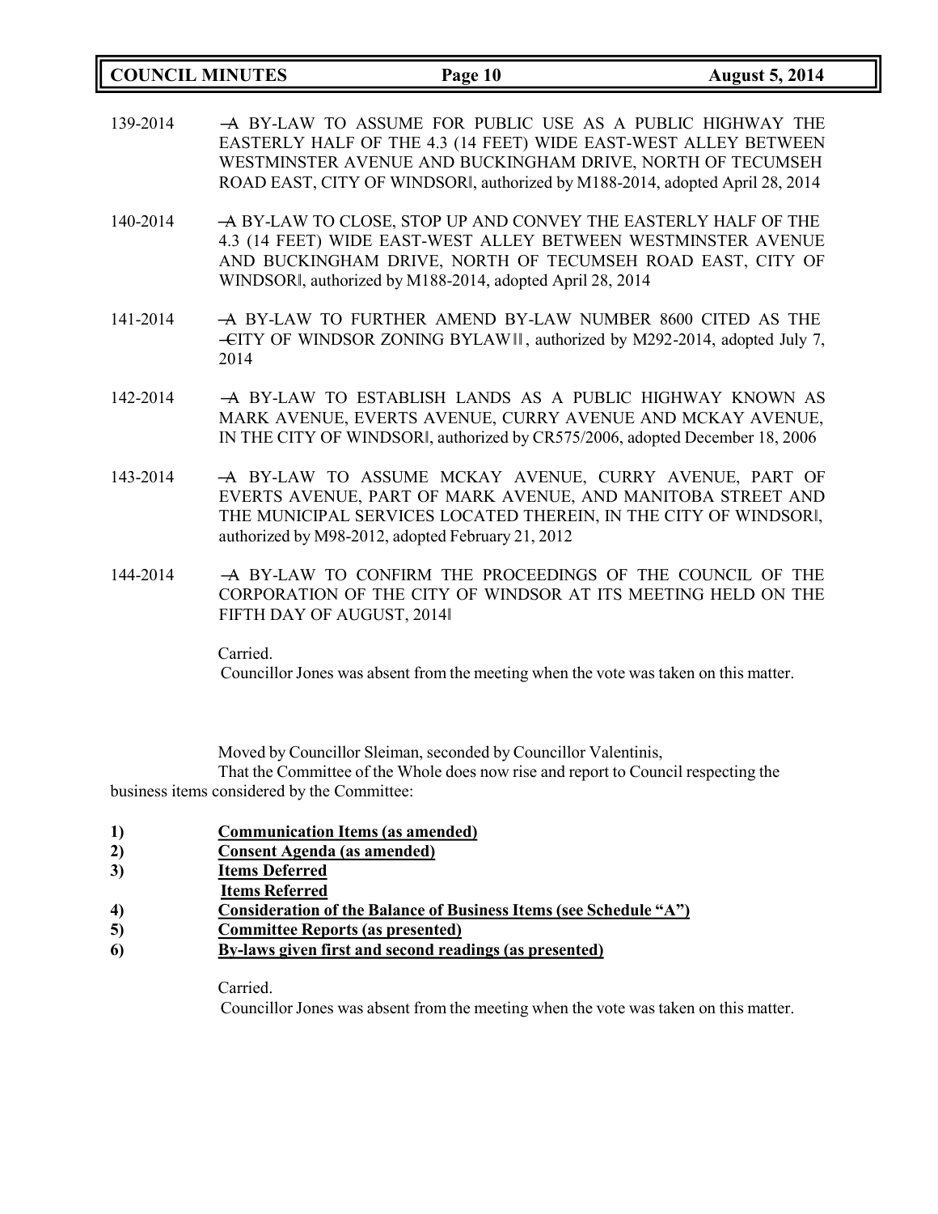139-2014 ―A BY-LAW TO ASSUME FOR PUBLIC USE AS A PUBLIC HIGHWAY THE EASTERLY HALF OF THE 4.3 (14 FEET) WIDE EAST-WEST ALLEY BETWEEN WESTMINSTER AVENUE AND BUCKINGHAM DRIVE, NORTH OF TECUMSEH ROAD EAST, CITY OF WINDSOR‖, authorized by M188-2014, adopted April 28, 2014

140-2014 ―A BY-LAW TO CLOSE, STOP UP AND CONVEY THE EASTERLY HALF OF THE 4.3 (14 FEET) WIDE EAST-WEST ALLEY BETWEEN WESTMINSTER AVENUE AND BUCKINGHAM DRIVE, NORTH OF TECUMSEH ROAD EAST, CITY OF WINDSOR‖, authorized by M188-2014, adopted April 28, 2014

141-2014 ―A BY-LAW TO FURTHER AMEND BY-LAW NUMBER 8600 CITED AS THE ―CITY OF WINDSOR ZONING BYLAW‖‖, authorized by M292-2014, adopted July 7, 2014

142-2014 ―A BY-LAW TO ESTABLISH LANDS AS A PUBLIC HIGHWAY KNOWN AS MARK AVENUE, EVERTS AVENUE, CURRY AVENUE AND MCKAY AVENUE, IN THE CITY OF WINDSOR‖, authorized by CR575/2006, adopted December 18, 2006

143-2014 ―A BY-LAW TO ASSUME MCKAY AVENUE, CURRY AVENUE, PART OF EVERTS AVENUE, PART OF MARK AVENUE, AND MANITOBA STREET AND THE MUNICIPAL SERVICES LOCATED THEREIN, IN THE CITY OF WINDSOR‖, authorized by M98-2012, adopted February 21, 2012

144-2014 ―A BY-LAW TO CONFIRM THE PROCEEDINGS OF THE COUNCIL OF THE CORPORATION OF THE CITY OF WINDSOR AT ITS MEETING HELD ON THE FIFTH DAY OF AUGUST, 2014‖

Carried.
Councillor Jones was absent from the meeting when the vote was taken on this matter.

Moved by Councillor Sleiman, seconded by Councillor Valentinis,
That the Committee of the Whole does now rise and report to Council respecting the business items considered by the Committee:

1) **Communication Items (as amended)**
2) **Consent Agenda (as amended)**
3) **Items Deferred**
   **Items Referred**
4) **Consideration of the Balance of Business Items (see Schedule "A")**
5) **Committee Reports (as presented)**
6) **By-laws given first and second readings (as presented)**

Carried.
Councillor Jones was absent from the meeting when the vote was taken on this matter.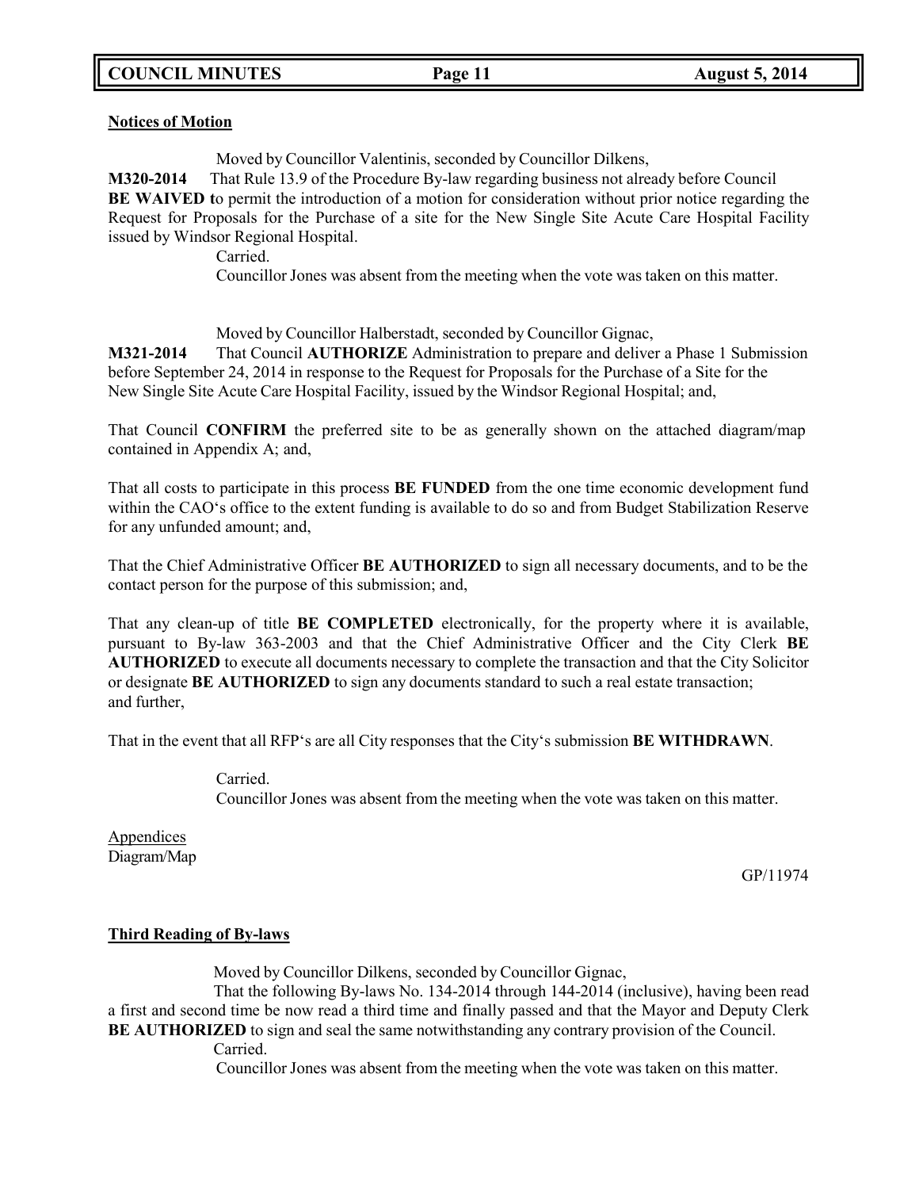**Notices of Motion**

Moved by Councillor Valentinis, seconded by Councillor Dilkens,

**M320-2014** That Rule 13.9 of the Procedure By-law regarding business not already before Council **BE WAIVED t**o permit the introduction of a motion for consideration without prior notice regarding the Request for Proposals for the Purchase of a site for the New Single Site Acute Care Hospital Facility issued by Windsor Regional Hospital.

Carried.

Councillor Jones was absent from the meeting when the vote was taken on this matter.

Moved by Councillor Halberstadt, seconded by Councillor Gignac,

**M321-2014** That Council **AUTHORIZE** Administration to prepare and deliver a Phase 1 Submission before September 24, 2014 in response to the Request for Proposals for the Purchase of a Site for the New Single Site Acute Care Hospital Facility, issued by the Windsor Regional Hospital; and,

That Council **CONFIRM** the preferred site to be as generally shown on the attached diagram/map contained in Appendix A; and,

That all costs to participate in this process **BE FUNDED** from the one time economic development fund within the CAO's office to the extent funding is available to do so and from Budget Stabilization Reserve for any unfunded amount; and,

That the Chief Administrative Officer **BE AUTHORIZED** to sign all necessary documents, and to be the contact person for the purpose of this submission; and,

That any clean-up of title **BE COMPLETED** electronically, for the property where it is available, pursuant to By-law 363-2003 and that the Chief Administrative Officer and the City Clerk **BE AUTHORIZED** to execute all documents necessary to complete the transaction and that the City Solicitor or designate **BE AUTHORIZED** to sign any documents standard to such a real estate transaction; and further,

That in the event that all RFP's are all City responses that the City's submission **BE WITHDRAWN**.

Carried.

Councillor Jones was absent from the meeting when the vote was taken on this matter.

Appendices

Diagram/Map

GP/11974

**Third Reading of By-laws**

Moved by Councillor Dilkens, seconded by Councillor Gignac,

That the following By-laws No. 134-2014 through 144-2014 (inclusive), having been read a first and second time be now read a third time and finally passed and that the Mayor and Deputy Clerk **BE AUTHORIZED** to sign and seal the same notwithstanding any contrary provision of the Council.

Carried.

Councillor Jones was absent from the meeting when the vote was taken on this matter.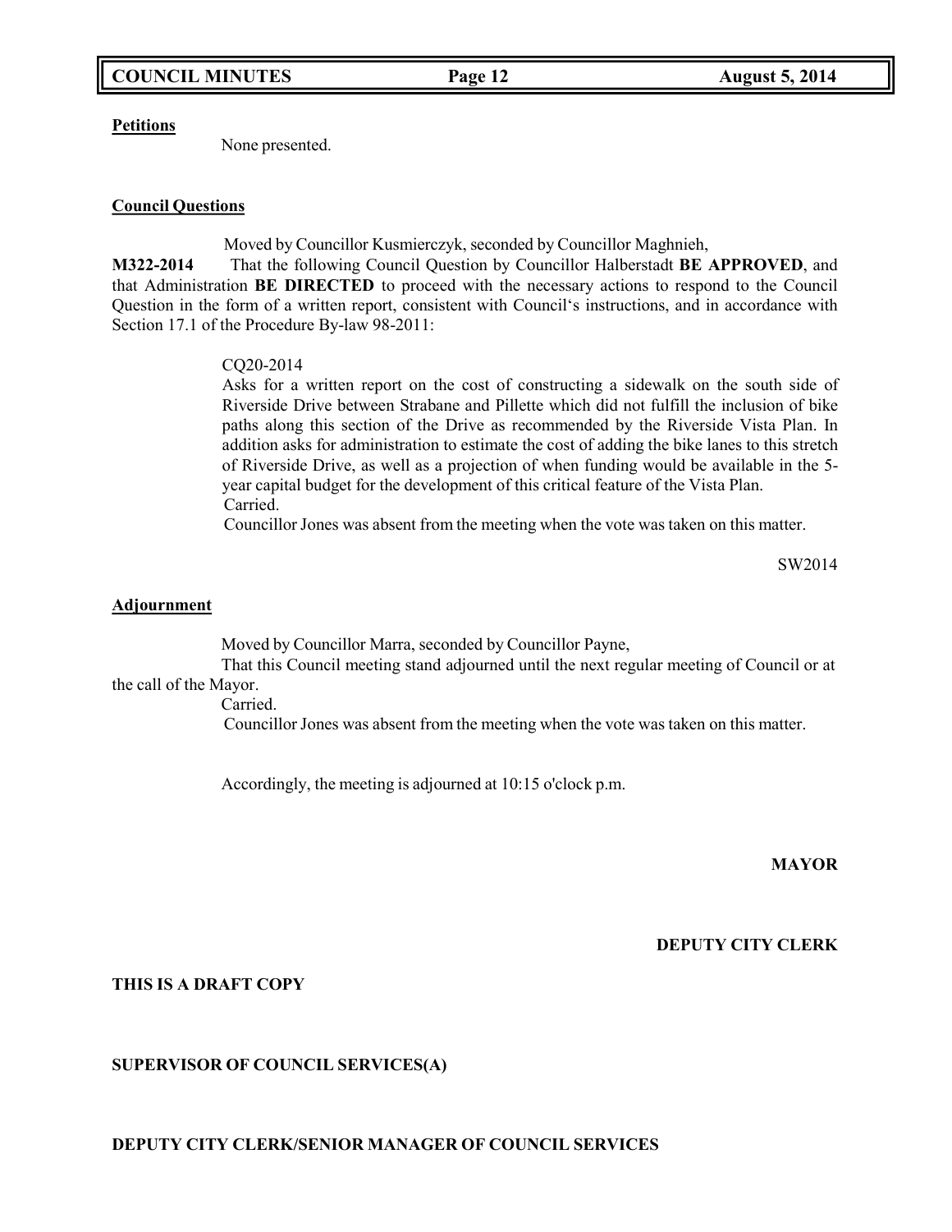**Petitions**

None presented.

**Council Questions**

Moved by Councillor Kusmierczyk, seconded by Councillor Maghnieh,

**M322-2014** That the following Council Question by Councillor Halberstadt **BE APPROVED**, and that Administration **BE DIRECTED** to proceed with the necessary actions to respond to the Council Question in the form of a written report, consistent with Council's instructions, and in accordance with Section 17.1 of the Procedure By-law 98-2011:

CQ20-2014

Asks for a written report on the cost of constructing a sidewalk on the south side of Riverside Drive between Strabane and Pillette which did not fulfill the inclusion of bike paths along this section of the Drive as recommended by the Riverside Vista Plan. In addition asks for administration to estimate the cost of adding the bike lanes to this stretch of Riverside Drive, as well as a projection of when funding would be available in the 5-year capital budget for the development of this critical feature of the Vista Plan.

Carried.

Councillor Jones was absent from the meeting when the vote was taken on this matter.

SW2014

**Adjournment**

Moved by Councillor Marra, seconded by Councillor Payne,

That this Council meeting stand adjourned until the next regular meeting of Council or at the call of the Mayor.

Carried.

Councillor Jones was absent from the meeting when the vote was taken on this matter.

Accordingly, the meeting is adjourned at 10:15 o'clock p.m.

**MAYOR**

**DEPUTY CITY CLERK**

**THIS IS A DRAFT COPY**

**SUPERVISOR OF COUNCIL SERVICES(A)**

**DEPUTY CITY CLERK/SENIOR MANAGER OF COUNCIL SERVICES**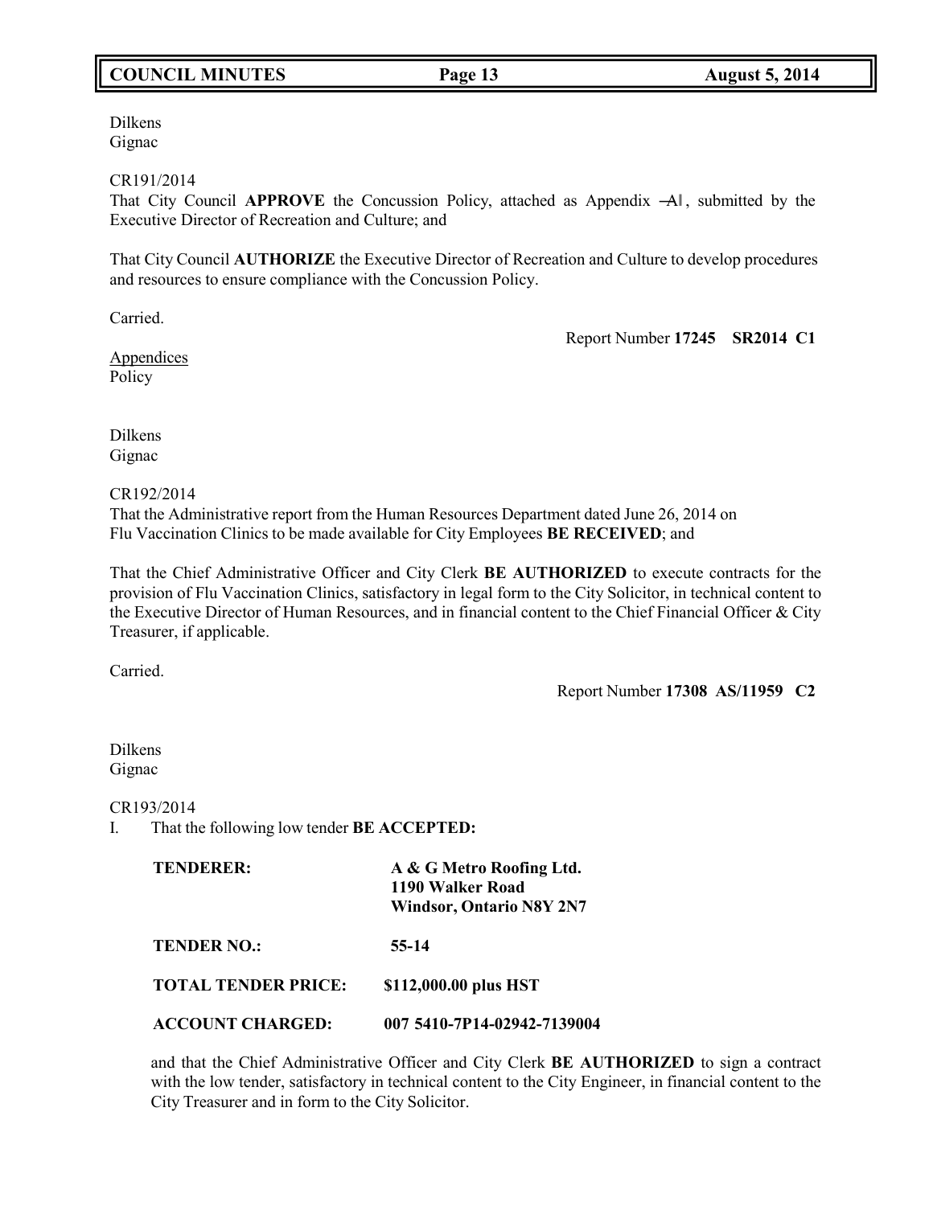Dilkens
Gignac

CR191/2014
That City Council **APPROVE** the Concussion Policy, attached as Appendix ―A‖, submitted by the Executive Director of Recreation and Culture; and

That City Council **AUTHORIZE** the Executive Director of Recreation and Culture to develop procedures and resources to ensure compliance with the Concussion Policy.

Carried.

Report Number **17245 SR2014 C1**

Appendices
Policy

Dilkens
Gignac

CR192/2014
That the Administrative report from the Human Resources Department dated June 26, 2014 on Flu Vaccination Clinics to be made available for City Employees **BE RECEIVED**; and

That the Chief Administrative Officer and City Clerk **BE AUTHORIZED** to execute contracts for the provision of Flu Vaccination Clinics, satisfactory in legal form to the City Solicitor, in technical content to the Executive Director of Human Resources, and in financial content to the Chief Financial Officer & City Treasurer, if applicable.

Carried.

Report Number **17308 AS/11959 C2**

Dilkens
Gignac

CR193/2014
I. That the following low tender **BE ACCEPTED:**

| | |
|---|---|
| **TENDERER:** | **A & G Metro Roofing Ltd.<br>1190 Walker Road<br>Windsor, Ontario N8Y 2N7** |
| **TENDER NO.:** | **55-14** |
| **TOTAL TENDER PRICE:** | **$112,000.00 plus HST** |
| **ACCOUNT CHARGED:** | **007 5410-7P14-02942-7139004** |

and that the Chief Administrative Officer and City Clerk **BE AUTHORIZED** to sign a contract with the low tender, satisfactory in technical content to the City Engineer, in financial content to the City Treasurer and in form to the City Solicitor.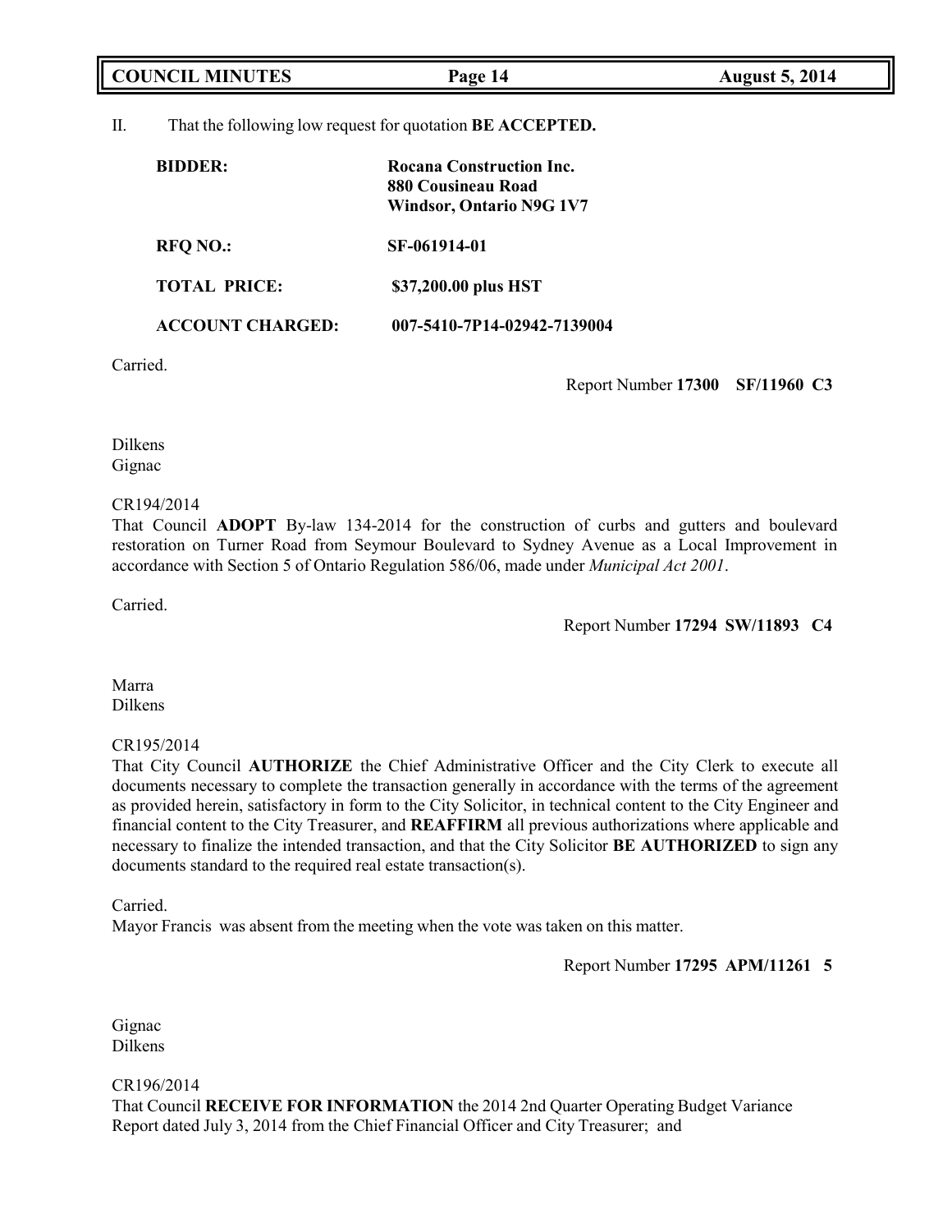II. That the following low request for quotation **BE ACCEPTED.**

| | |
|---|---|
| **BIDDER:** | **Rocana Construction Inc.**<br>**880 Cousineau Road**<br>**Windsor, Ontario N9G 1V7** |
| **RFQ NO.:** | **SF-061914-01** |
| **TOTAL PRICE:** | **$37,200.00 plus HST** |
| **ACCOUNT CHARGED:** | **007-5410-7P14-02942-7139004** |

Carried.

Report Number **17300 SF/11960 C3**

Dilkens
Gignac

CR194/2014
That Council **ADOPT** By-law 134-2014 for the construction of curbs and gutters and boulevard restoration on Turner Road from Seymour Boulevard to Sydney Avenue as a Local Improvement in accordance with Section 5 of Ontario Regulation 586/06, made under *Municipal Act 2001*.

Carried.

Report Number **17294 SW/11893 C4**

Marra
Dilkens

CR195/2014
That City Council **AUTHORIZE** the Chief Administrative Officer and the City Clerk to execute all documents necessary to complete the transaction generally in accordance with the terms of the agreement as provided herein, satisfactory in form to the City Solicitor, in technical content to the City Engineer and financial content to the City Treasurer, and **REAFFIRM** all previous authorizations where applicable and necessary to finalize the intended transaction, and that the City Solicitor **BE AUTHORIZED** to sign any documents standard to the required real estate transaction(s).

Carried.
Mayor Francis was absent from the meeting when the vote was taken on this matter.

Report Number **17295 APM/11261 5**

Gignac
Dilkens

CR196/2014
That Council **RECEIVE FOR INFORMATION** the 2014 2nd Quarter Operating Budget Variance Report dated July 3, 2014 from the Chief Financial Officer and City Treasurer; and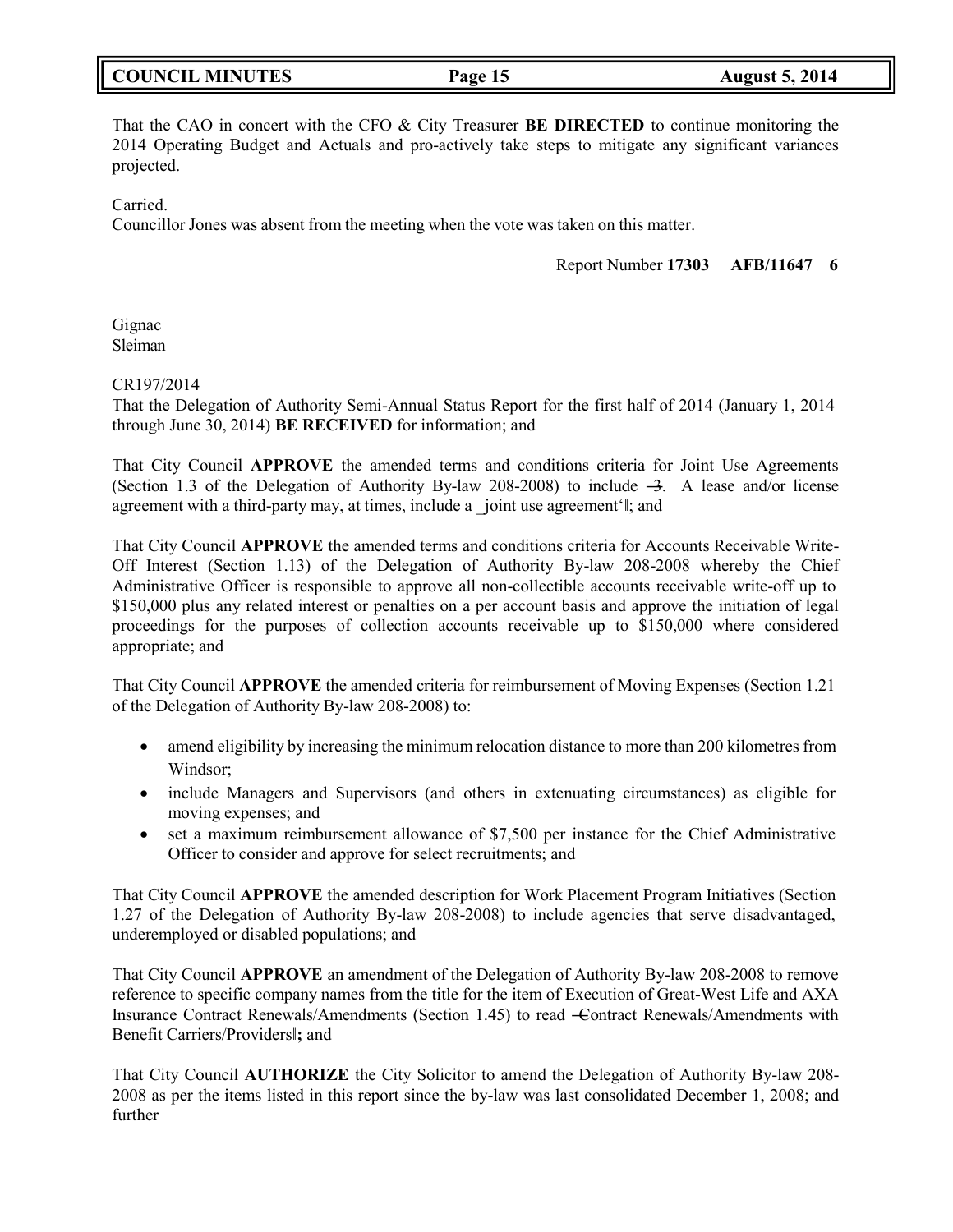That the CAO in concert with the CFO & City Treasurer **BE DIRECTED** to continue monitoring the 2014 Operating Budget and Actuals and pro-actively take steps to mitigate any significant variances projected.

Carried.
Councillor Jones was absent from the meeting when the vote was taken on this matter.

Report Number **17303 AFB/11647 6**

Gignac
Sleiman

CR197/2014
That the Delegation of Authority Semi-Annual Status Report for the first half of 2014 (January 1, 2014 through June 30, 2014) **BE RECEIVED** for information; and

That City Council **APPROVE** the amended terms and conditions criteria for Joint Use Agreements (Section 1.3 of the Delegation of Authority By-law 208-2008) to include ―3. A lease and/or license agreement with a third-party may, at times, include a ‗joint use agreement'‖; and

That City Council **APPROVE** the amended terms and conditions criteria for Accounts Receivable Write-Off Interest (Section 1.13) of the Delegation of Authority By-law 208-2008 whereby the Chief Administrative Officer is responsible to approve all non-collectible accounts receivable write-off up to $150,000 plus any related interest or penalties on a per account basis and approve the initiation of legal proceedings for the purposes of collection accounts receivable up to $150,000 where considered appropriate; and

That City Council **APPROVE** the amended criteria for reimbursement of Moving Expenses (Section 1.21 of the Delegation of Authority By-law 208-2008) to:

- amend eligibility by increasing the minimum relocation distance to more than 200 kilometres from Windsor;
- include Managers and Supervisors (and others in extenuating circumstances) as eligible for moving expenses; and
- set a maximum reimbursement allowance of $7,500 per instance for the Chief Administrative Officer to consider and approve for select recruitments; and

That City Council **APPROVE** the amended description for Work Placement Program Initiatives (Section 1.27 of the Delegation of Authority By-law 208-2008) to include agencies that serve disadvantaged, underemployed or disabled populations; and

That City Council **APPROVE** an amendment of the Delegation of Authority By-law 208-2008 to remove reference to specific company names from the title for the item of Execution of Great-West Life and AXA Insurance Contract Renewals/Amendments (Section 1.45) to read ―Contract Renewals/Amendments with Benefit Carriers/Providers‖**;** and

That City Council **AUTHORIZE** the City Solicitor to amend the Delegation of Authority By-law 208-2008 as per the items listed in this report since the by-law was last consolidated December 1, 2008; and further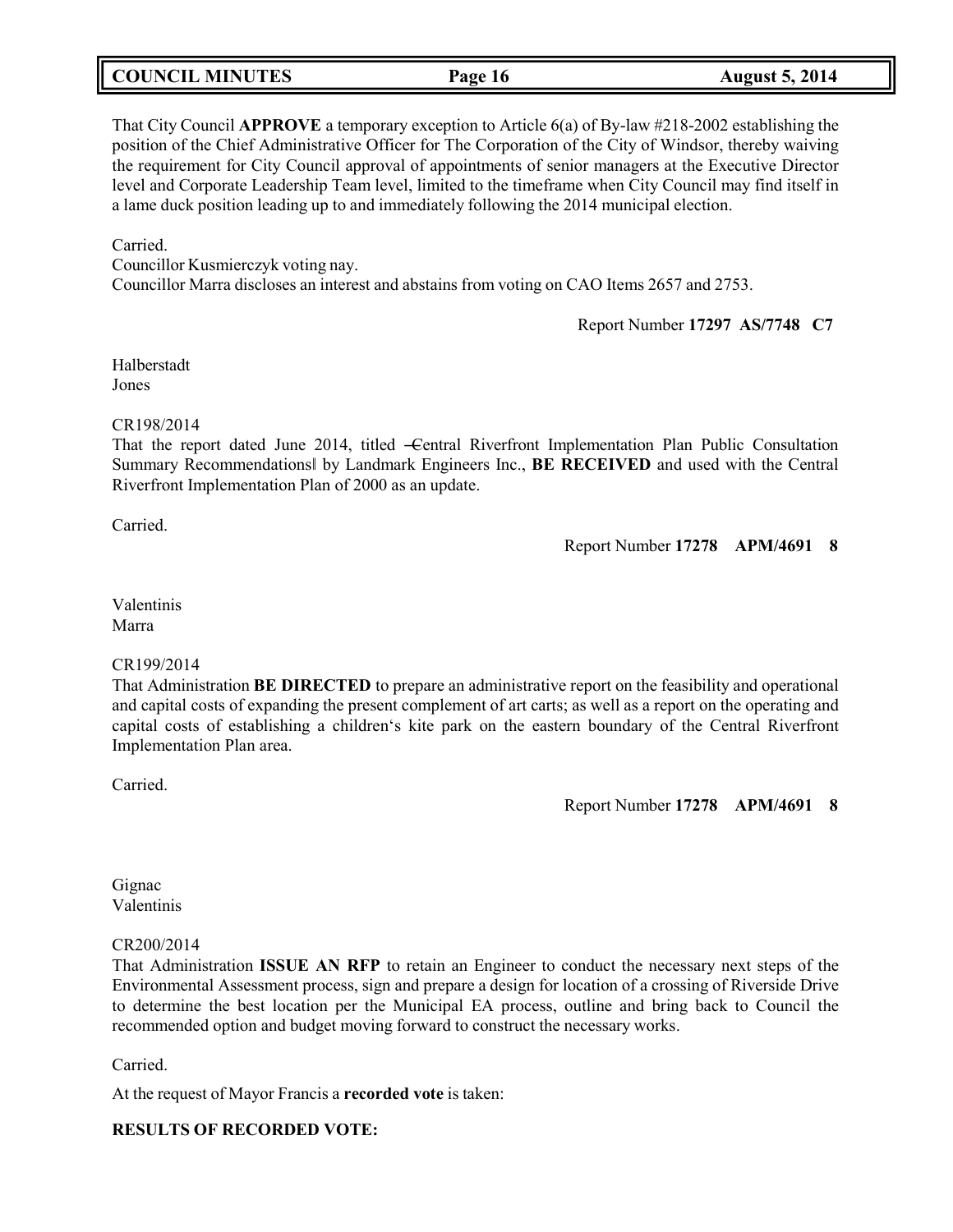That City Council **APPROVE** a temporary exception to Article 6(a) of By-law #218-2002 establishing the position of the Chief Administrative Officer for The Corporation of the City of Windsor, thereby waiving the requirement for City Council approval of appointments of senior managers at the Executive Director level and Corporate Leadership Team level, limited to the timeframe when City Council may find itself in a lame duck position leading up to and immediately following the 2014 municipal election.

Carried.
Councillor Kusmierczyk voting nay.
Councillor Marra discloses an interest and abstains from voting on CAO Items 2657 and 2753.

Report Number **17297 AS/7748 C7**

Halberstadt
Jones

CR198/2014
That the report dated June 2014, titled ―Central Riverfront Implementation Plan Public Consultation Summary Recommendations‖ by Landmark Engineers Inc., **BE RECEIVED** and used with the Central Riverfront Implementation Plan of 2000 as an update.

Carried.

Report Number **17278 APM/4691 8**

Valentinis
Marra

CR199/2014
That Administration **BE DIRECTED** to prepare an administrative report on the feasibility and operational and capital costs of expanding the present complement of art carts; as well as a report on the operating and capital costs of establishing a children's kite park on the eastern boundary of the Central Riverfront Implementation Plan area.

Carried.

Report Number **17278 APM/4691 8**

Gignac
Valentinis

CR200/2014
That Administration **ISSUE AN RFP** to retain an Engineer to conduct the necessary next steps of the Environmental Assessment process, sign and prepare a design for location of a crossing of Riverside Drive to determine the best location per the Municipal EA process, outline and bring back to Council the recommended option and budget moving forward to construct the necessary works.

Carried.

At the request of Mayor Francis a **recorded vote** is taken:

**RESULTS OF RECORDED VOTE:**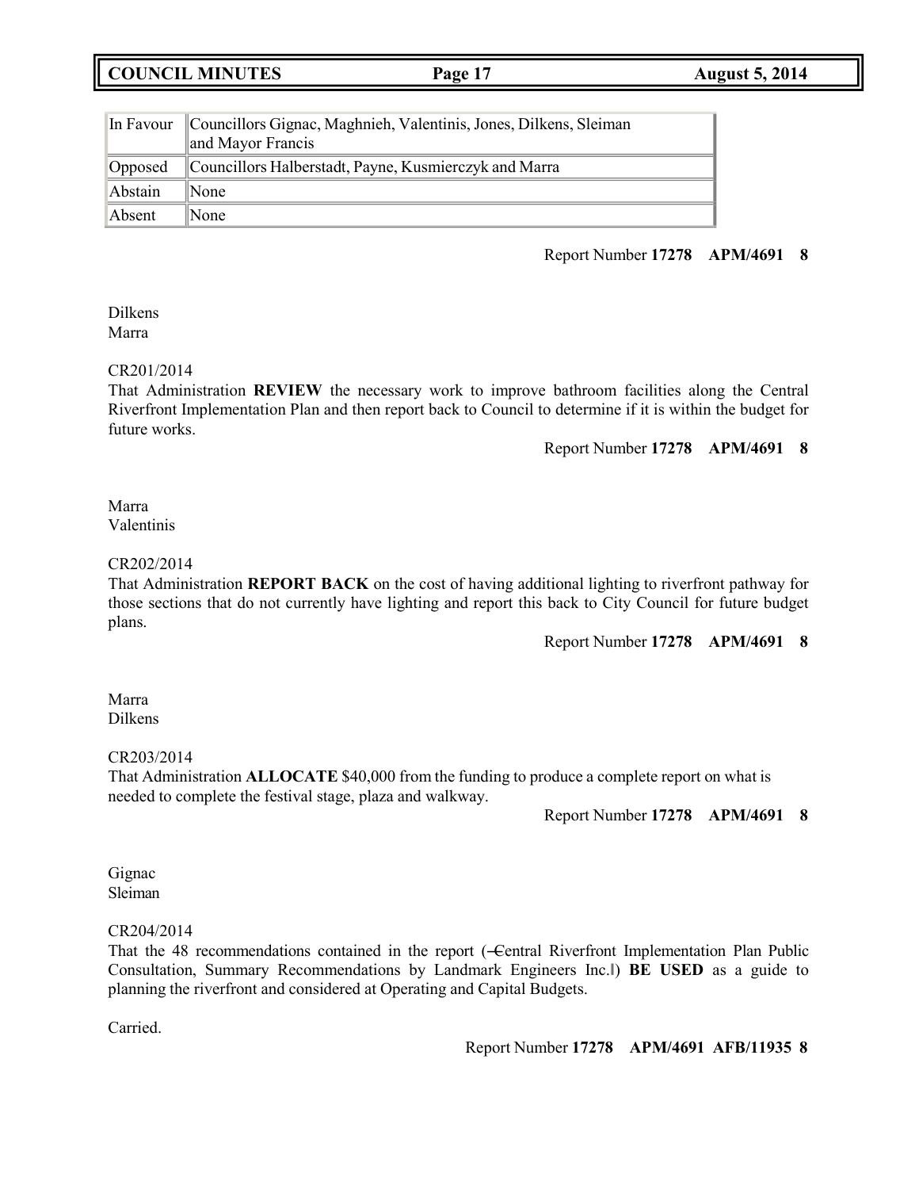| In Favour | Councillors Gignac, Maghnieh, Valentinis, Jones, Dilkens, Sleiman and Mayor Francis |
|---|---|
| Opposed | Councillors Halberstadt, Payne, Kusmierczyk and Marra |
| Abstain | None |
| Absent | None |

Report Number **17278 APM/4691 8**

Dilkens
Marra

CR201/2014
That Administration **REVIEW** the necessary work to improve bathroom facilities along the Central Riverfront Implementation Plan and then report back to Council to determine if it is within the budget for future works.

Report Number **17278 APM/4691 8**

Marra
Valentinis

CR202/2014
That Administration **REPORT BACK** on the cost of having additional lighting to riverfront pathway for those sections that do not currently have lighting and report this back to City Council for future budget plans.

Report Number **17278 APM/4691 8**

Marra
Dilkens

CR203/2014
That Administration **ALLOCATE** $40,000 from the funding to produce a complete report on what is needed to complete the festival stage, plaza and walkway.

Report Number **17278 APM/4691 8**

Gignac
Sleiman

CR204/2014
That the 48 recommendations contained in the report (―Central Riverfront Implementation Plan Public Consultation, Summary Recommendations by Landmark Engineers Inc.‖) **BE USED** as a guide to planning the riverfront and considered at Operating and Capital Budgets.

Carried.

Report Number **17278 APM/4691 AFB/11935 8**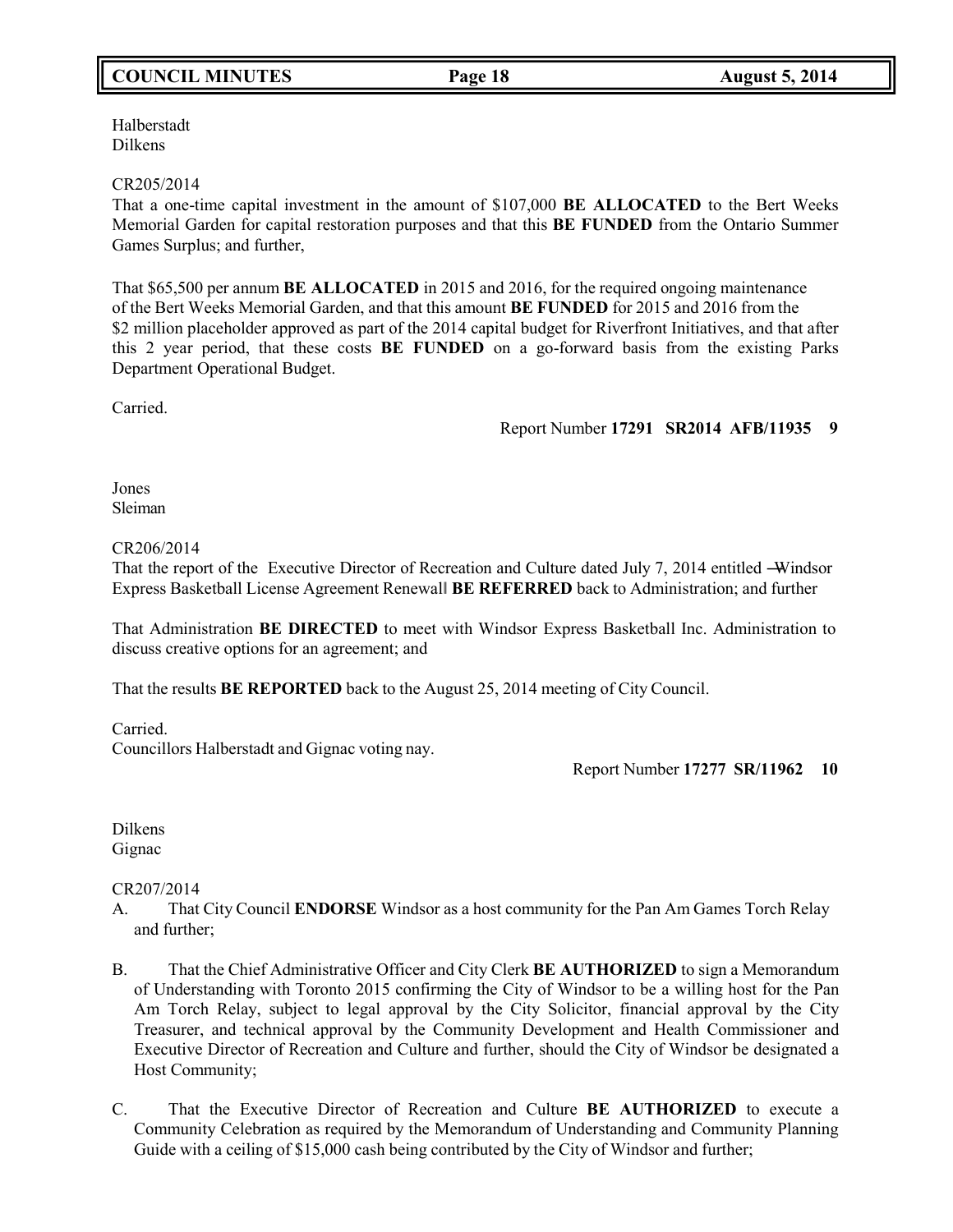Halberstadt
Dilkens

CR205/2014
That a one-time capital investment in the amount of $107,000 **BE ALLOCATED** to the Bert Weeks Memorial Garden for capital restoration purposes and that this **BE FUNDED** from the Ontario Summer Games Surplus; and further,

That $65,500 per annum **BE ALLOCATED** in 2015 and 2016, for the required ongoing maintenance of the Bert Weeks Memorial Garden, and that this amount **BE FUNDED** for 2015 and 2016 from the $2 million placeholder approved as part of the 2014 capital budget for Riverfront Initiatives, and that after this 2 year period, that these costs **BE FUNDED** on a go-forward basis from the existing Parks Department Operational Budget.

Carried.

Report Number **17291 SR2014 AFB/11935 9**

Jones
Sleiman

CR206/2014
That the report of the Executive Director of Recreation and Culture dated July 7, 2014 entitled ―Windsor Express Basketball License Agreement Renewal‖ **BE REFERRED** back to Administration; and further

That Administration **BE DIRECTED** to meet with Windsor Express Basketball Inc. Administration to discuss creative options for an agreement; and

That the results **BE REPORTED** back to the August 25, 2014 meeting of City Council.

Carried.
Councillors Halberstadt and Gignac voting nay.

Report Number **17277 SR/11962 10**

Dilkens
Gignac

CR207/2014

A. That City Council **ENDORSE** Windsor as a host community for the Pan Am Games Torch Relay and further;

B. That the Chief Administrative Officer and City Clerk **BE AUTHORIZED** to sign a Memorandum of Understanding with Toronto 2015 confirming the City of Windsor to be a willing host for the Pan Am Torch Relay, subject to legal approval by the City Solicitor, financial approval by the City Treasurer, and technical approval by the Community Development and Health Commissioner and Executive Director of Recreation and Culture and further, should the City of Windsor be designated a Host Community;

C. That the Executive Director of Recreation and Culture **BE AUTHORIZED** to execute a Community Celebration as required by the Memorandum of Understanding and Community Planning Guide with a ceiling of $15,000 cash being contributed by the City of Windsor and further;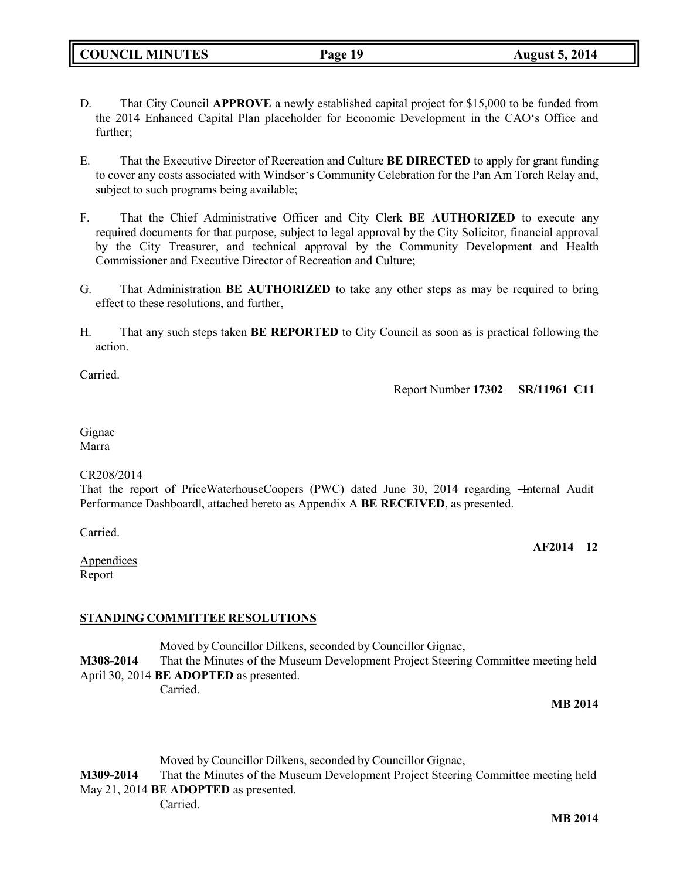D. That City Council **APPROVE** a newly established capital project for $15,000 to be funded from the 2014 Enhanced Capital Plan placeholder for Economic Development in the CAO's Office and further;

E. That the Executive Director of Recreation and Culture **BE DIRECTED** to apply for grant funding to cover any costs associated with Windsor's Community Celebration for the Pan Am Torch Relay and, subject to such programs being available;

F. That the Chief Administrative Officer and City Clerk **BE AUTHORIZED** to execute any required documents for that purpose, subject to legal approval by the City Solicitor, financial approval by the City Treasurer, and technical approval by the Community Development and Health Commissioner and Executive Director of Recreation and Culture;

G. That Administration **BE AUTHORIZED** to take any other steps as may be required to bring effect to these resolutions, and further,

H. That any such steps taken **BE REPORTED** to City Council as soon as is practical following the action.

Carried.

Report Number **17302 SR/11961 C11**

Gignac
Marra

CR208/2014
That the report of PriceWaterhouseCoopers (PWC) dated June 30, 2014 regarding "Internal Audit Performance Dashboard", attached hereto as Appendix A **BE RECEIVED**, as presented.

Carried.

**AF2014 12**

Appendices
Report

## STANDING COMMITTEE RESOLUTIONS

Moved by Councillor Dilkens, seconded by Councillor Gignac,

**M308-2014** That the Minutes of the Museum Development Project Steering Committee meeting held April 30, 2014 **BE ADOPTED** as presented.

Carried.

**MB 2014**

Moved by Councillor Dilkens, seconded by Councillor Gignac,

**M309-2014** That the Minutes of the Museum Development Project Steering Committee meeting held May 21, 2014 **BE ADOPTED** as presented.

Carried.

**MB 2014**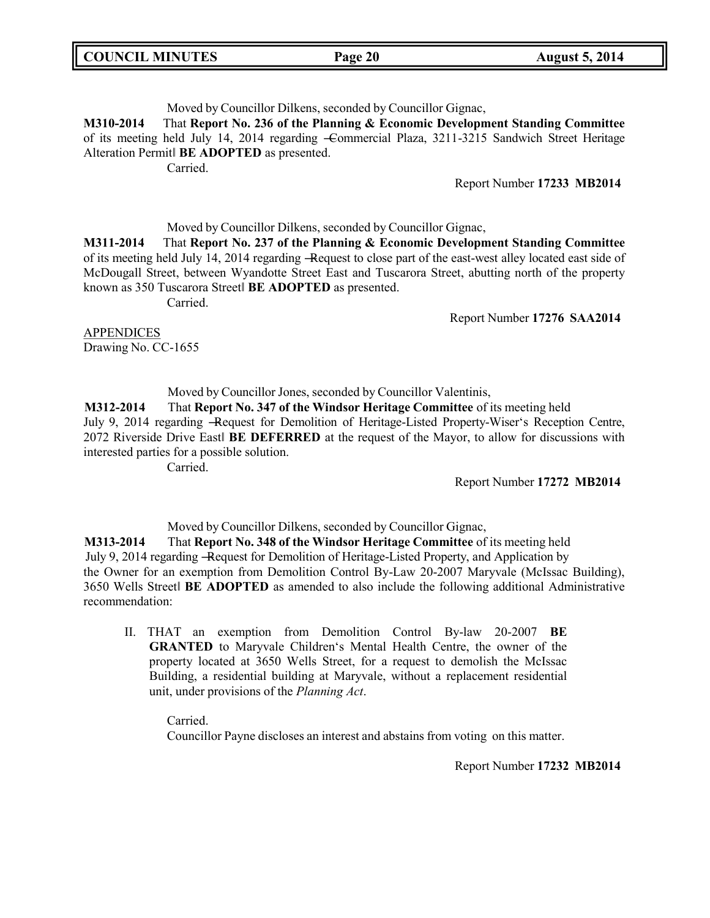Moved by Councillor Dilkens, seconded by Councillor Gignac,

**M310-2014** That **Report No. 236 of the Planning & Economic Development Standing Committee** of its meeting held July 14, 2014 regarding ―Commercial Plaza, 3211-3215 Sandwich Street Heritage Alteration Permit‖ **BE ADOPTED** as presented.

Carried.

Report Number **17233 MB2014**

Moved by Councillor Dilkens, seconded by Councillor Gignac,

**M311-2014** That **Report No. 237 of the Planning & Economic Development Standing Committee** of its meeting held July 14, 2014 regarding ―Request to close part of the east-west alley located east side of McDougall Street, between Wyandotte Street East and Tuscarora Street, abutting north of the property known as 350 Tuscarora Street‖ **BE ADOPTED** as presented.

Carried.

Report Number **17276 SAA2014**

APPENDICES
Drawing No. CC-1655

Moved by Councillor Jones, seconded by Councillor Valentinis,

**M312-2014** That **Report No. 347 of the Windsor Heritage Committee** of its meeting held July 9, 2014 regarding ―Request for Demolition of Heritage-Listed Property-Wiser's Reception Centre, 2072 Riverside Drive East‖ **BE DEFERRED** at the request of the Mayor, to allow for discussions with interested parties for a possible solution.

Carried.

Report Number **17272 MB2014**

Moved by Councillor Dilkens, seconded by Councillor Gignac,

**M313-2014** That **Report No. 348 of the Windsor Heritage Committee** of its meeting held July 9, 2014 regarding ―Request for Demolition of Heritage-Listed Property, and Application by the Owner for an exemption from Demolition Control By-Law 20-2007 Maryvale (McIssac Building), 3650 Wells Street‖ **BE ADOPTED** as amended to also include the following additional Administrative recommendation:

II. THAT an exemption from Demolition Control By-law 20-2007 **BE GRANTED** to Maryvale Children's Mental Health Centre, the owner of the property located at 3650 Wells Street, for a request to demolish the McIssac Building, a residential building at Maryvale, without a replacement residential unit, under provisions of the *Planning Act*.

Carried.
Councillor Payne discloses an interest and abstains from voting on this matter.

Report Number **17232 MB2014**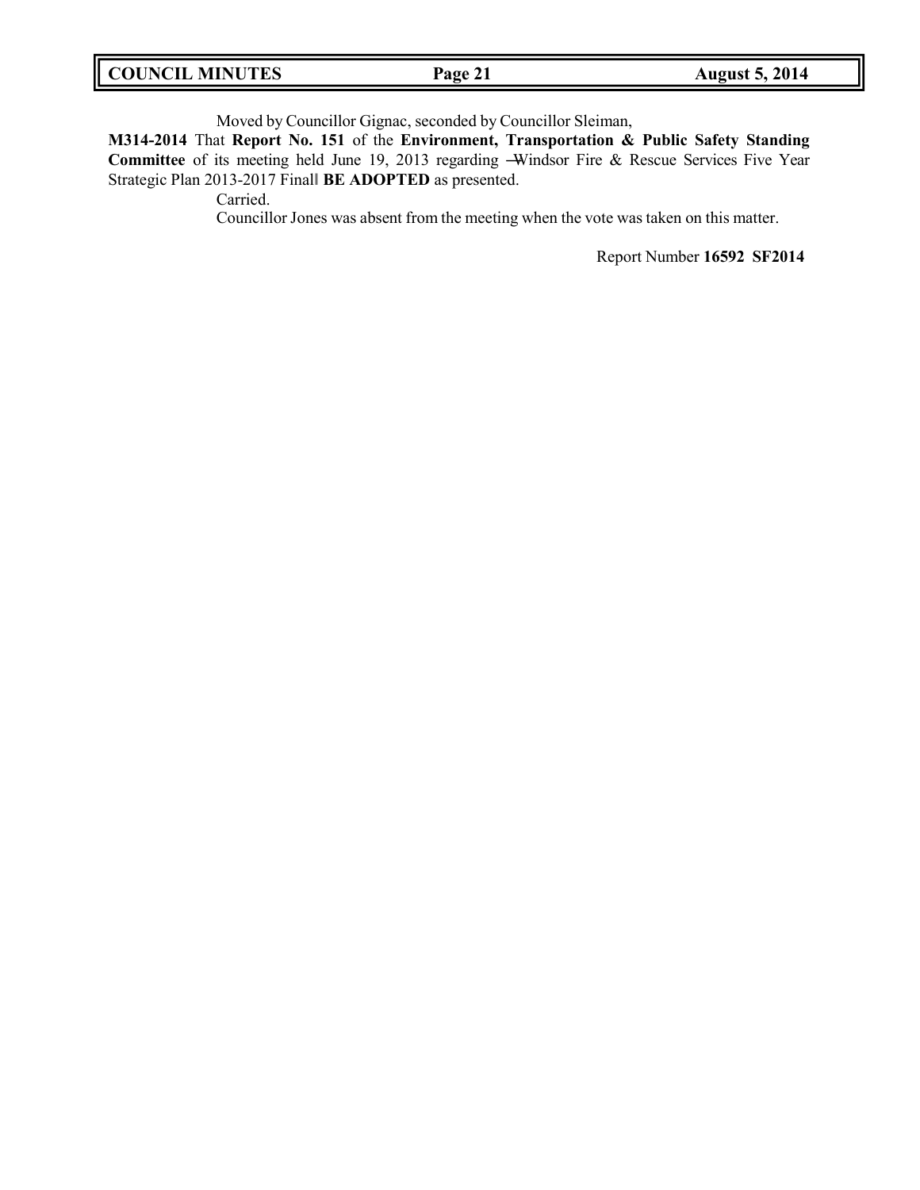Moved by Councillor Gignac, seconded by Councillor Sleiman,

**M314-2014** That **Report No. 151** of the **Environment, Transportation & Public Safety Standing Committee** of its meeting held June 19, 2013 regarding ―Windsor Fire & Rescue Services Five Year Strategic Plan 2013-2017 Final‖ **BE ADOPTED** as presented.

Carried.

Councillor Jones was absent from the meeting when the vote was taken on this matter.

Report Number **16592 SF2014**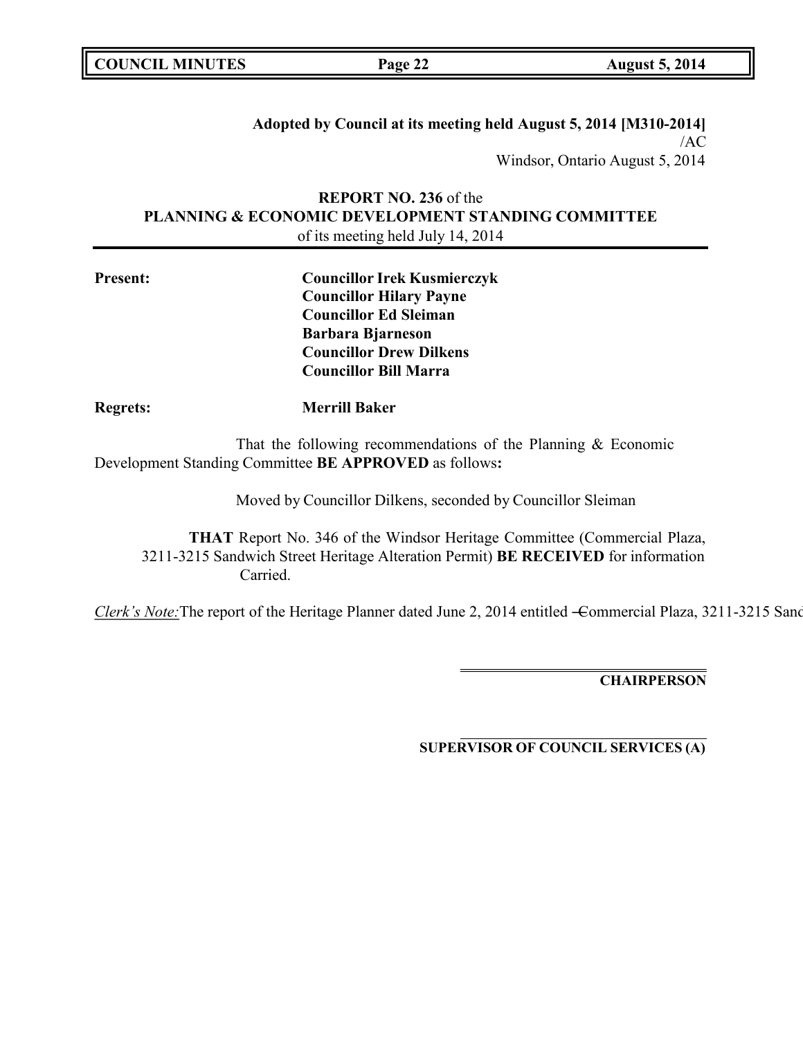**Adopted by Council at its meeting held August 5, 2014 [M310-2014]**
/AC
Windsor, Ontario August 5, 2014

**REPORT NO. 236** of the
**PLANNING & ECONOMIC DEVELOPMENT STANDING COMMITTEE**
of its meeting held July 14, 2014

**Present:**
**Councillor Irek Kusmierczyk**
**Councillor Hilary Payne**
**Councillor Ed Sleiman**
**Barbara Bjarneson**
**Councillor Drew Dilkens**
**Councillor Bill Marra**

**Regrets:** **Merrill Baker**

That the following recommendations of the Planning & Economic Development Standing Committee **BE APPROVED** as follows**:**

Moved by Councillor Dilkens, seconded by Councillor Sleiman

**THAT** Report No. 346 of the Windsor Heritage Committee (Commercial Plaza, 3211-3215 Sandwich Street Heritage Alteration Permit) **BE RECEIVED** for information
Carried.

*Clerk's Note:* The report of the Heritage Planner dated June 2, 2014 entitled –Commercial Plaza, 3211-3215 Sand

**CHAIRPERSON**

**SUPERVISOR OF COUNCIL SERVICES (A)**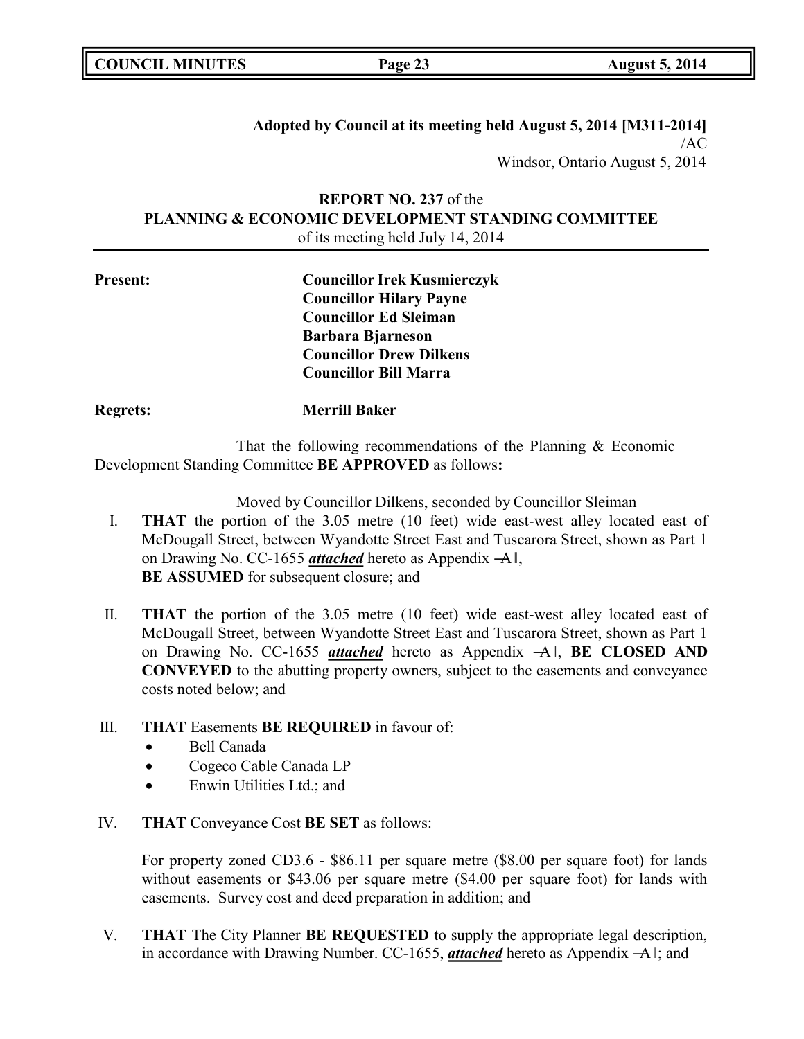**Adopted by Council at its meeting held August 5, 2014 [M311-2014]**
/AC
Windsor, Ontario August 5, 2014

**REPORT NO. 237** of the
**PLANNING & ECONOMIC DEVELOPMENT STANDING COMMITTEE**
of its meeting held July 14, 2014

**Present:** **Councillor Irek Kusmierczyk**
**Councillor Hilary Payne**
**Councillor Ed Sleiman**
**Barbara Bjarneson**
**Councillor Drew Dilkens**
**Councillor Bill Marra**

**Regrets:** **Merrill Baker**

That the following recommendations of the Planning & Economic Development Standing Committee **BE APPROVED** as follows**:**

Moved by Councillor Dilkens, seconded by Councillor Sleiman

I. **THAT** the portion of the 3.05 metre (10 feet) wide east-west alley located east of McDougall Street, between Wyandotte Street East and Tuscarora Street, shown as Part 1 on Drawing No. CC-1655 ***attached*** hereto as Appendix ―A‖, **BE ASSUMED** for subsequent closure; and

II. **THAT** the portion of the 3.05 metre (10 feet) wide east-west alley located east of McDougall Street, between Wyandotte Street East and Tuscarora Street, shown as Part 1 on Drawing No. CC-1655 ***attached*** hereto as Appendix ―A‖, **BE CLOSED AND CONVEYED** to the abutting property owners, subject to the easements and conveyance costs noted below; and

III. **THAT** Easements **BE REQUIRED** in favour of:
   - Bell Canada
   - Cogeco Cable Canada LP
   - Enwin Utilities Ltd.; and

IV. **THAT** Conveyance Cost **BE SET** as follows:

   For property zoned CD3.6 - $86.11 per square metre ($8.00 per square foot) for lands without easements or $43.06 per square metre ($4.00 per square foot) for lands with easements. Survey cost and deed preparation in addition; and

V. **THAT** The City Planner **BE REQUESTED** to supply the appropriate legal description, in accordance with Drawing Number. CC-1655, ***attached*** hereto as Appendix ―A‖; and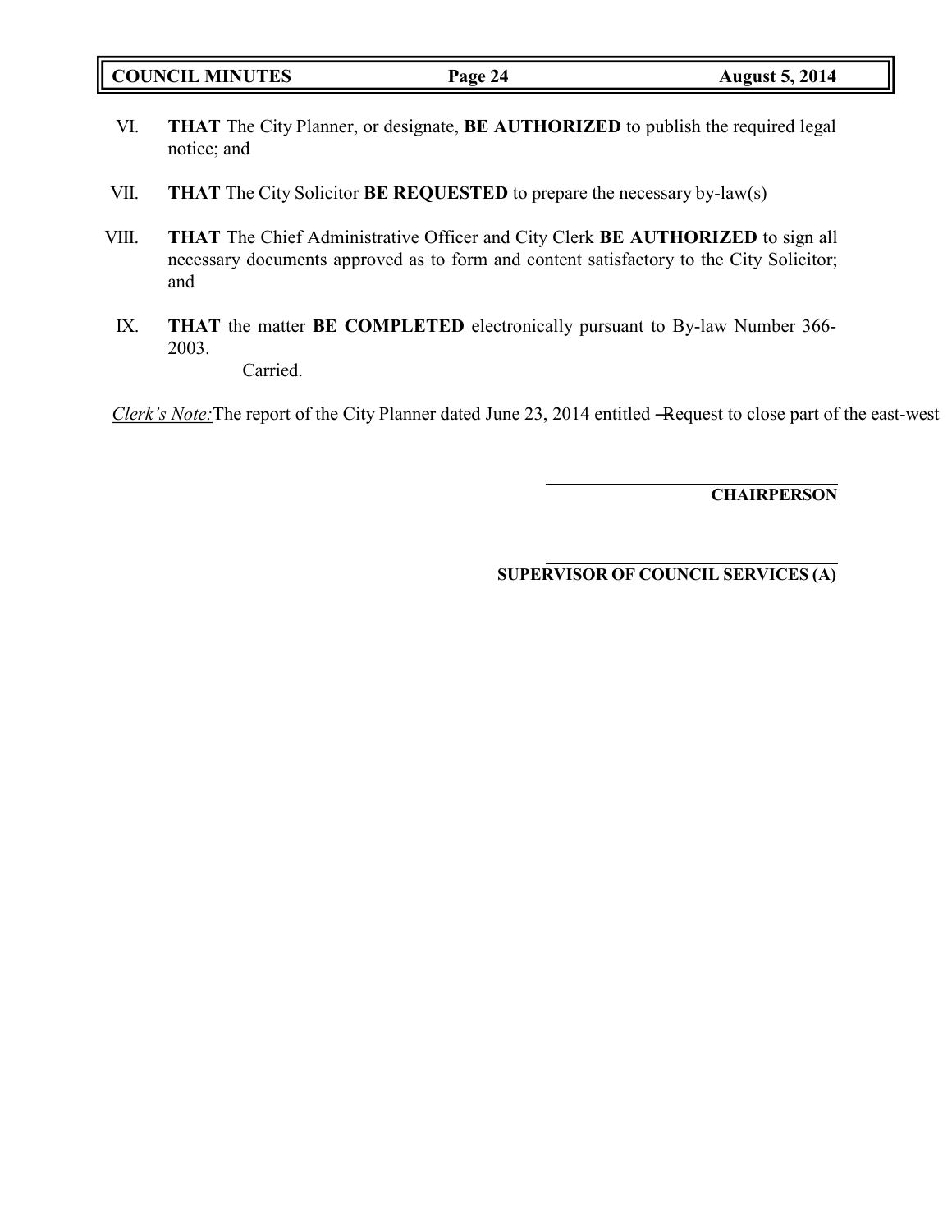VI. **THAT** The City Planner, or designate, **BE AUTHORIZED** to publish the required legal notice; and

VII. **THAT** The City Solicitor **BE REQUESTED** to prepare the necessary by-law(s)

VIII. **THAT** The Chief Administrative Officer and City Clerk **BE AUTHORIZED** to sign all necessary documents approved as to form and content satisfactory to the City Solicitor; and

IX. **THAT** the matter **BE COMPLETED** electronically pursuant to By-law Number 366-2003.

Carried.

*Clerk's Note:* The report of the City Planner dated June 23, 2014 entitled —Request to close part of the east-west

**CHAIRPERSON**

**SUPERVISOR OF COUNCIL SERVICES (A)**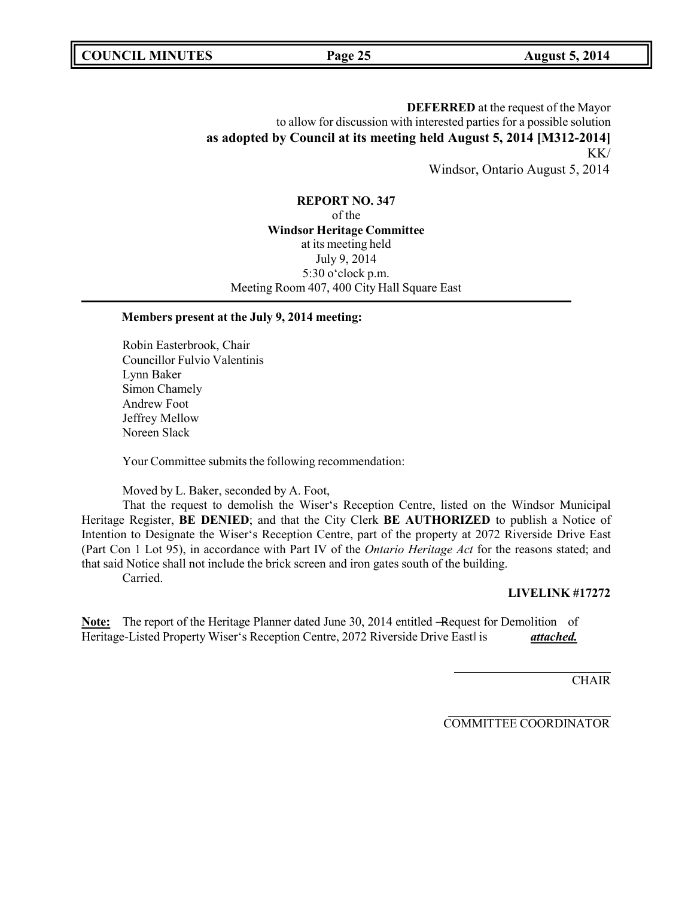**DEFERRED** at the request of the Mayor
to allow for discussion with interested parties for a possible solution
**as adopted by Council at its meeting held August 5, 2014 [M312-2014]**
KK/
Windsor, Ontario August 5, 2014

**REPORT NO. 347**
of the
**Windsor Heritage Committee**
at its meeting held
July 9, 2014
5:30 o'clock p.m.
Meeting Room 407, 400 City Hall Square East

---

**Members present at the July 9, 2014 meeting:**

Robin Easterbrook, Chair
Councillor Fulvio Valentinis
Lynn Baker
Simon Chamely
Andrew Foot
Jeffrey Mellow
Noreen Slack

Your Committee submits the following recommendation:

Moved by L. Baker, seconded by A. Foot,

That the request to demolish the Wiser's Reception Centre, listed on the Windsor Municipal Heritage Register, **BE DENIED**; and that the City Clerk **BE AUTHORIZED** to publish a Notice of Intention to Designate the Wiser's Reception Centre, part of the property at 2072 Riverside Drive East (Part Con 1 Lot 95), in accordance with Part IV of the *Ontario Heritage Act* for the reasons stated; and that said Notice shall not include the brick screen and iron gates south of the building.

Carried.

**LIVELINK #17272**

**Note:** The report of the Heritage Planner dated June 30, 2014 entitled ―Request for Demolition of Heritage-Listed Property Wiser's Reception Centre, 2072 Riverside Drive East‖ is ***attached.***

CHAIR

COMMITTEE COORDINATOR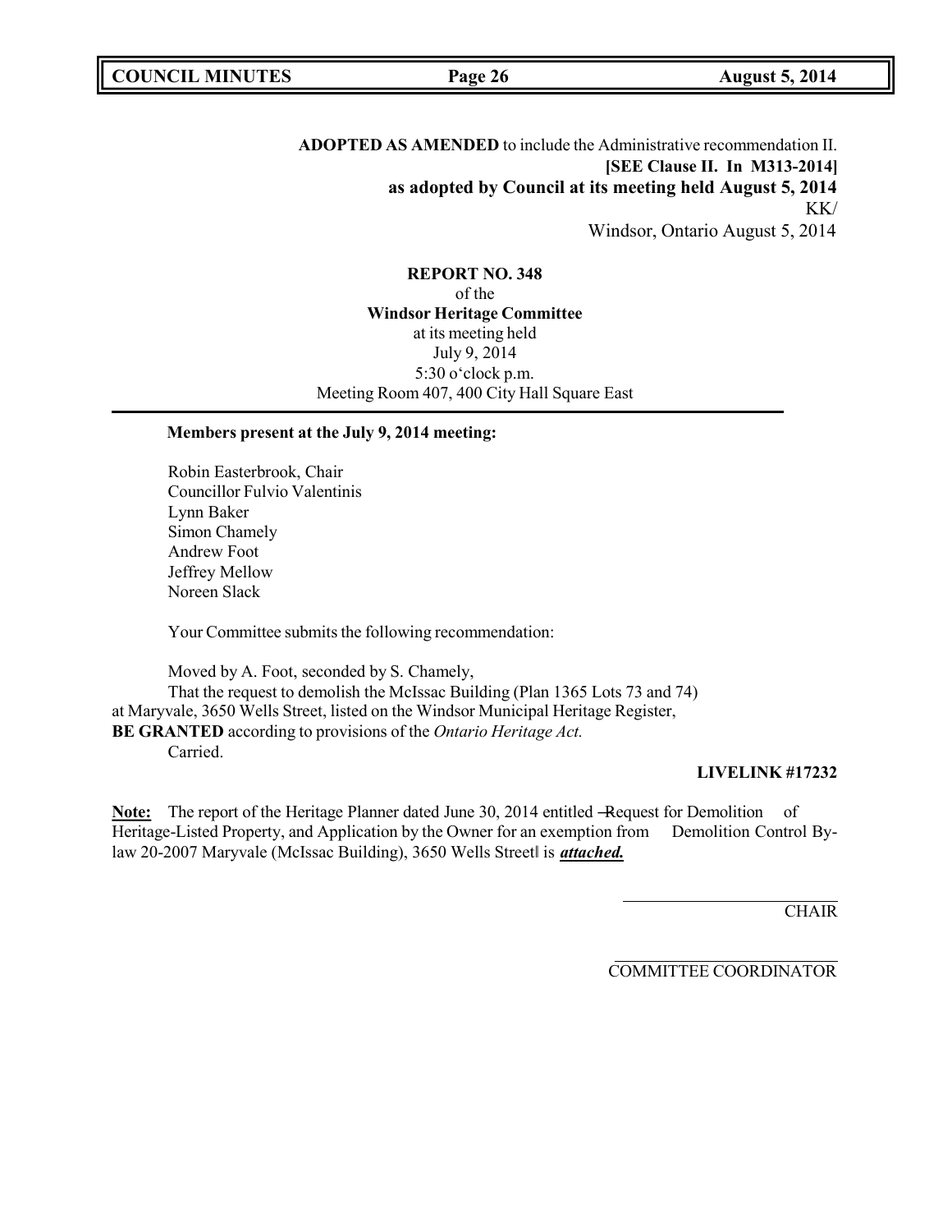**ADOPTED AS AMENDED** to include the Administrative recommendation II.
**[SEE Clause II. In M313-2014]**
**as adopted by Council at its meeting held August 5, 2014**
KK/
Windsor, Ontario August 5, 2014

**REPORT NO. 348**
of the
**Windsor Heritage Committee**
at its meeting held
July 9, 2014
5:30 o'clock p.m.
Meeting Room 407, 400 City Hall Square East

**Members present at the July 9, 2014 meeting:**

Robin Easterbrook, Chair
Councillor Fulvio Valentinis
Lynn Baker
Simon Chamely
Andrew Foot
Jeffrey Mellow
Noreen Slack

Your Committee submits the following recommendation:

Moved by A. Foot, seconded by S. Chamely,
That the request to demolish the McIssac Building (Plan 1365 Lots 73 and 74) at Maryvale, 3650 Wells Street, listed on the Windsor Municipal Heritage Register, **BE GRANTED** according to provisions of the *Ontario Heritage Act.*
Carried.

**LIVELINK #17232**

**Note:** The report of the Heritage Planner dated June 30, 2014 entitled ―Request for Demolition of Heritage-Listed Property, and Application by the Owner for an exemption from Demolition Control By-law 20-2007 Maryvale (McIssac Building), 3650 Wells Street‖ is ***attached.***

CHAIR

COMMITTEE COORDINATOR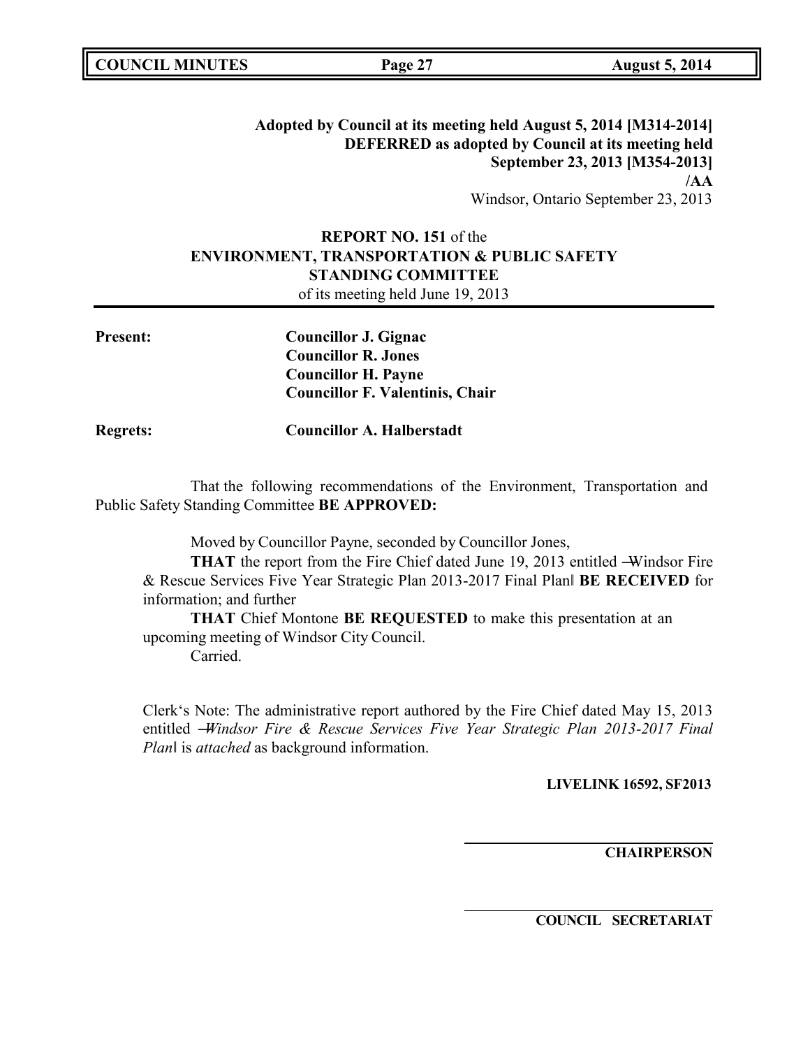**Adopted by Council at its meeting held August 5, 2014 [M314-2014]**
**DEFERRED as adopted by Council at its meeting held September 23, 2013 [M354-2013]**
**/AA**
Windsor, Ontario September 23, 2013

**REPORT NO. 151** of the
**ENVIRONMENT, TRANSPORTATION & PUBLIC SAFETY STANDING COMMITTEE**
of its meeting held June 19, 2013

**Present:** **Councillor J. Gignac**
**Councillor R. Jones**
**Councillor H. Payne**
**Councillor F. Valentinis, Chair**

**Regrets:** **Councillor A. Halberstadt**

That the following recommendations of the Environment, Transportation and Public Safety Standing Committee **BE APPROVED:**

Moved by Councillor Payne, seconded by Councillor Jones,
**THAT** the report from the Fire Chief dated June 19, 2013 entitled ―Windsor Fire & Rescue Services Five Year Strategic Plan 2013-2017 Final Plan‖ **BE RECEIVED** for information; and further
**THAT** Chief Montone **BE REQUESTED** to make this presentation at an upcoming meeting of Windsor City Council.
Carried.

Clerk‗s Note: The administrative report authored by the Fire Chief dated May 15, 2013 entitled ―*Windsor Fire & Rescue Services Five Year Strategic Plan 2013-2017 Final Plan*‖ is *attached* as background information.

**LIVELINK 16592, SF2013**

**CHAIRPERSON**

**COUNCIL SECRETARIAT**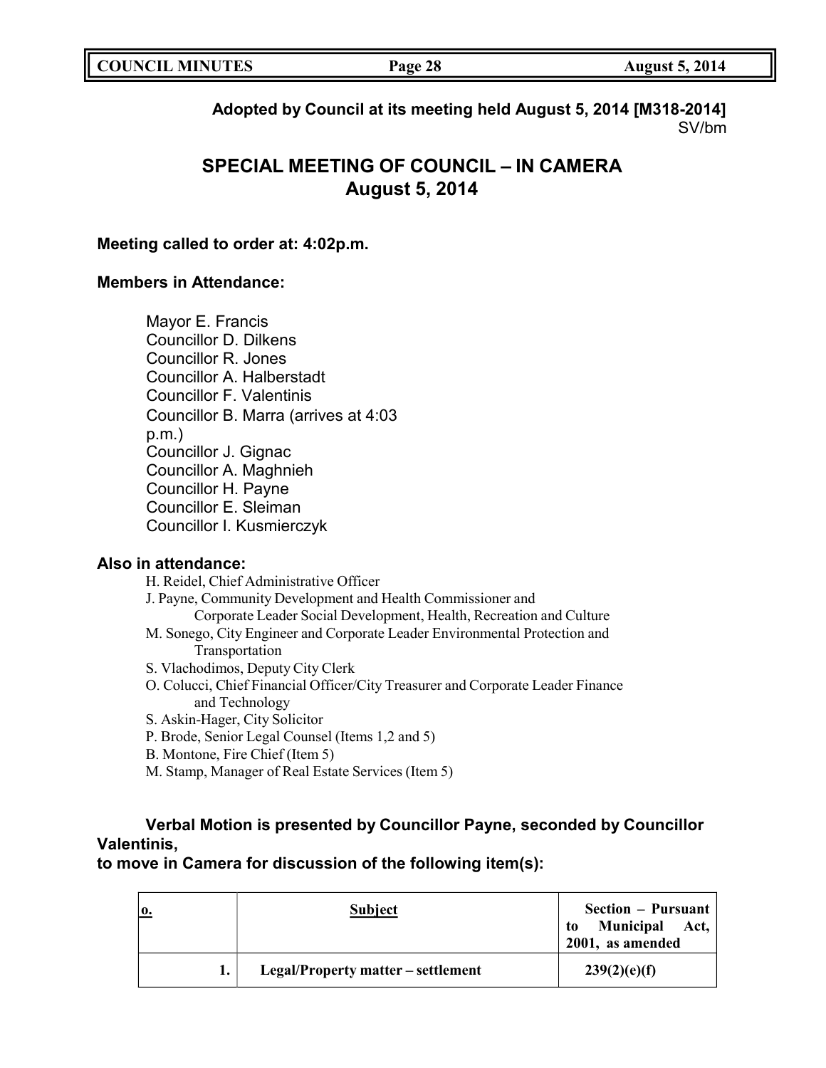**Adopted by Council at its meeting held August 5, 2014 [M318-2014]**
SV/bm

## SPECIAL MEETING OF COUNCIL – IN CAMERA
## August 5, 2014

**Meeting called to order at: 4:02p.m.**

**Members in Attendance:**

Mayor E. Francis
Councillor D. Dilkens
Councillor R. Jones
Councillor A. Halberstadt
Councillor F. Valentinis
Councillor B. Marra (arrives at 4:03 p.m.)
Councillor J. Gignac
Councillor A. Maghnieh
Councillor H. Payne
Councillor E. Sleiman
Councillor I. Kusmierczyk

**Also in attendance:**

H. Reidel, Chief Administrative Officer
J. Payne, Community Development and Health Commissioner and Corporate Leader Social Development, Health, Recreation and Culture
M. Sonego, City Engineer and Corporate Leader Environmental Protection and Transportation
S. Vlachodimos, Deputy City Clerk
O. Colucci, Chief Financial Officer/City Treasurer and Corporate Leader Finance and Technology
S. Askin-Hager, City Solicitor
P. Brode, Senior Legal Counsel (Items 1,2 and 5)
B. Montone, Fire Chief (Item 5)
M. Stamp, Manager of Real Estate Services (Item 5)

**Verbal Motion is presented by Councillor Payne, seconded by Councillor Valentinis, to move in Camera for discussion of the following item(s):**

| o. | Subject | Section – Pursuant to Municipal Act, 2001, as amended |
|---|---|---|
| 1. | Legal/Property matter – settlement | 239(2)(e)(f) |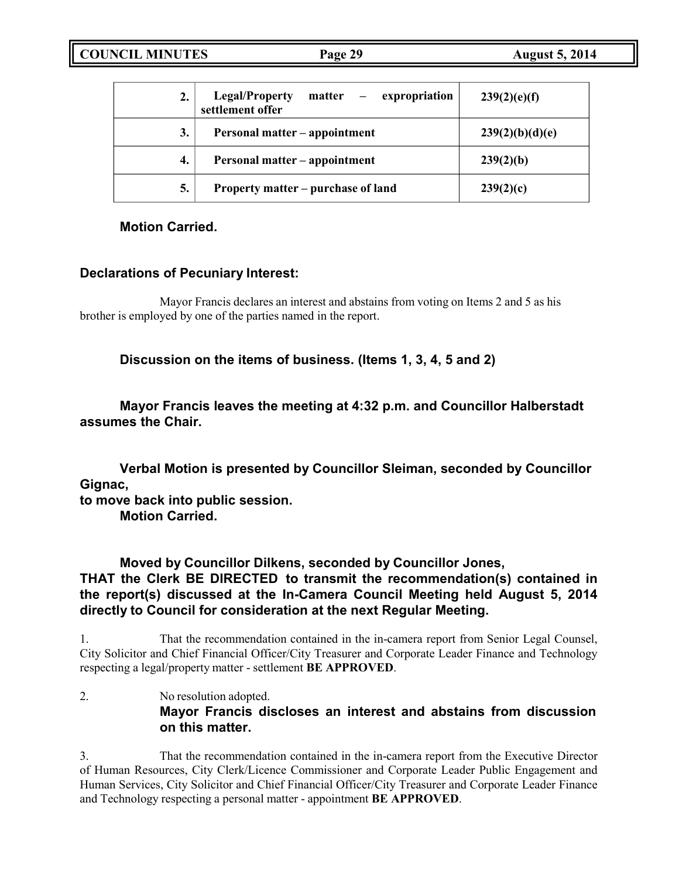| | | |
|---|---|---|
| **2.** | **Legal/Property matter – expropriation settlement offer** | **239(2)(e)(f)** |
| **3.** | **Personal matter – appointment** | **239(2)(b)(d)(e)** |
| **4.** | **Personal matter – appointment** | **239(2)(b)** |
| **5.** | **Property matter – purchase of land** | **239(2)(c)** |

**Motion Carried.**

**Declarations of Pecuniary Interest:**

Mayor Francis declares an interest and abstains from voting on Items 2 and 5 as his brother is employed by one of the parties named in the report.

**Discussion on the items of business. (Items 1, 3, 4, 5 and 2)**

**Mayor Francis leaves the meeting at 4:32 p.m. and Councillor Halberstadt assumes the Chair.**

**Verbal Motion is presented by Councillor Sleiman, seconded by Councillor Gignac,**
**to move back into public session.**
**Motion Carried.**

**Moved by Councillor Dilkens, seconded by Councillor Jones,**
**THAT the Clerk BE DIRECTED to transmit the recommendation(s) contained in the report(s) discussed at the In-Camera Council Meeting held August 5, 2014 directly to Council for consideration at the next Regular Meeting.**

1. That the recommendation contained in the in-camera report from Senior Legal Counsel, City Solicitor and Chief Financial Officer/City Treasurer and Corporate Leader Finance and Technology respecting a legal/property matter - settlement **BE APPROVED**.

2. No resolution adopted.
**Mayor Francis discloses an interest and abstains from discussion on this matter.**

3. That the recommendation contained in the in-camera report from the Executive Director of Human Resources, City Clerk/Licence Commissioner and Corporate Leader Public Engagement and Human Services, City Solicitor and Chief Financial Officer/City Treasurer and Corporate Leader Finance and Technology respecting a personal matter - appointment **BE APPROVED**.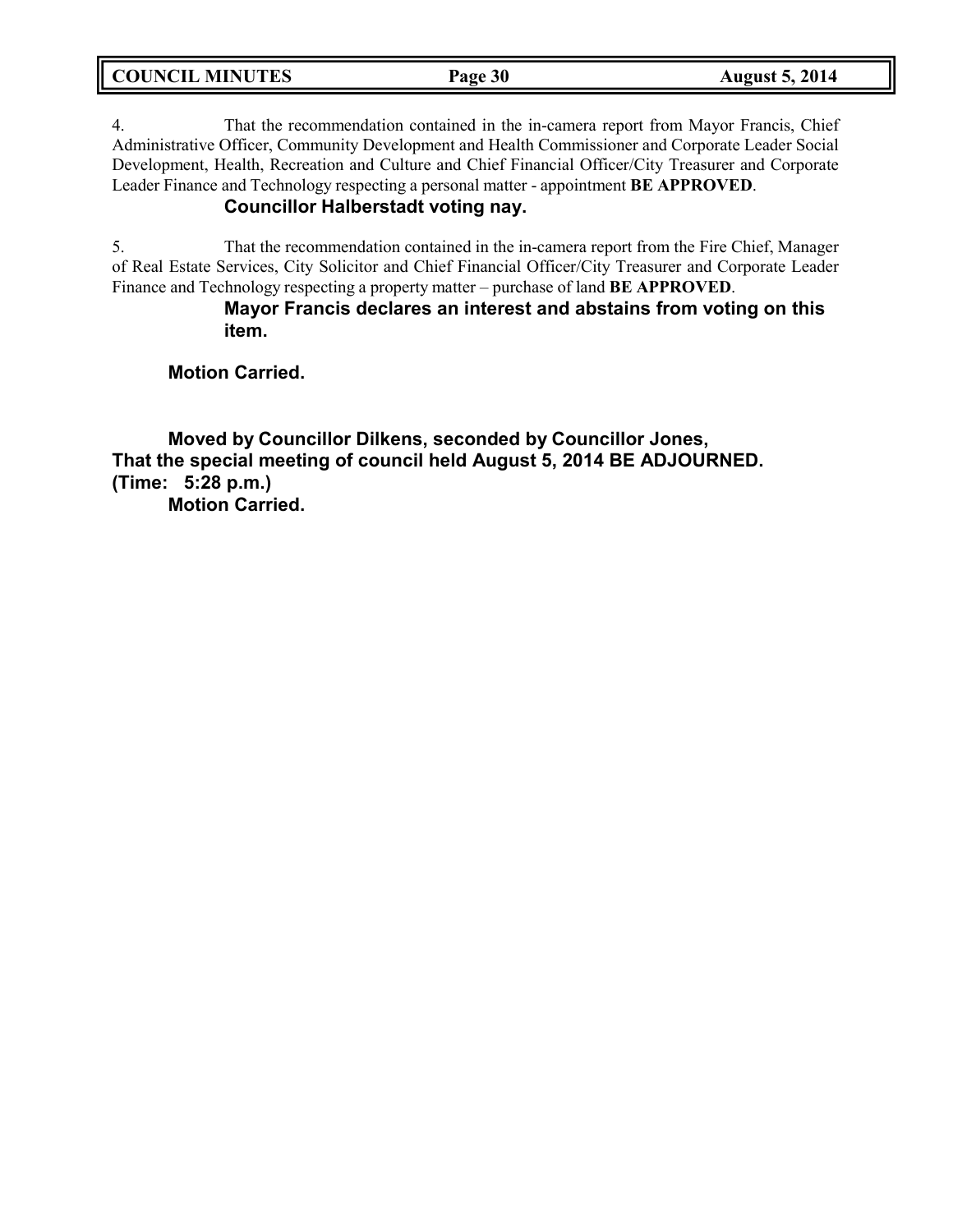4. That the recommendation contained in the in-camera report from Mayor Francis, Chief Administrative Officer, Community Development and Health Commissioner and Corporate Leader Social Development, Health, Recreation and Culture and Chief Financial Officer/City Treasurer and Corporate Leader Finance and Technology respecting a personal matter - appointment **BE APPROVED**.

**Councillor Halberstadt voting nay.**

5. That the recommendation contained in the in-camera report from the Fire Chief, Manager of Real Estate Services, City Solicitor and Chief Financial Officer/City Treasurer and Corporate Leader Finance and Technology respecting a property matter – purchase of land **BE APPROVED**.

**Mayor Francis declares an interest and abstains from voting on this item.**

**Motion Carried.**

**Moved by Councillor Dilkens, seconded by Councillor Jones,**
**That the special meeting of council held August 5, 2014 BE ADJOURNED.**
**(Time: 5:28 p.m.)**
**Motion Carried.**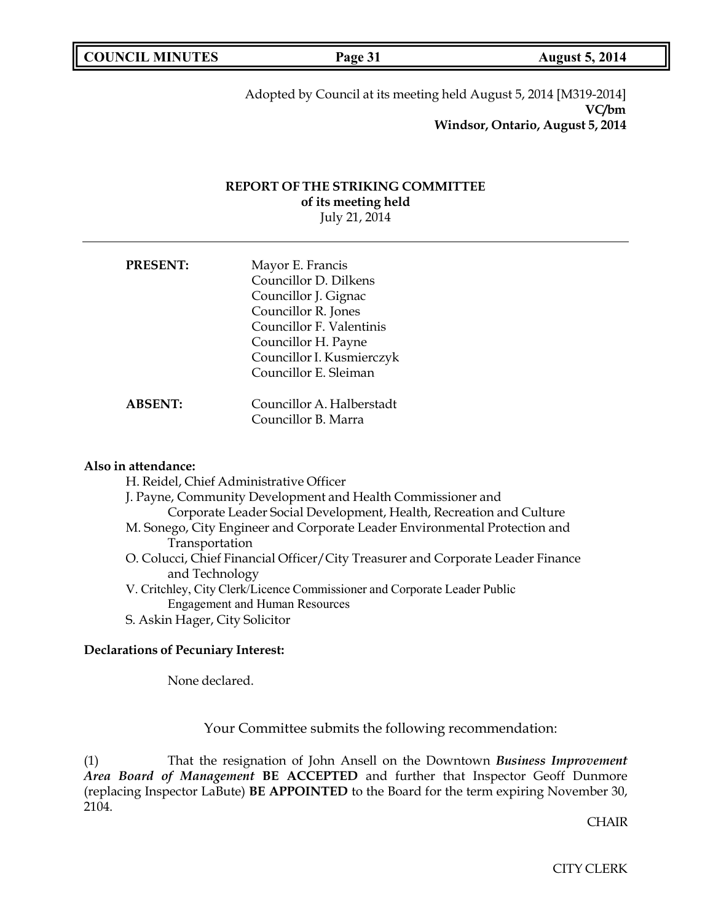Adopted by Council at its meeting held August 5, 2014 [M319-2014]
**VC/bm**
**Windsor, Ontario, August 5, 2014**

# REPORT OF THE STRIKING COMMITTEE
**of its meeting held**
July 21, 2014

---

| | |
|---|---|
| **PRESENT:** | Mayor E. Francis |
| | Councillor D. Dilkens |
| | Councillor J. Gignac |
| | Councillor R. Jones |
| | Councillor F. Valentinis |
| | Councillor H. Payne |
| | Councillor I. Kusmierczyk |
| | Councillor E. Sleiman |
| **ABSENT:** | Councillor A. Halberstadt |
| | Councillor B. Marra |

**Also in attendance:**

H. Reidel, Chief Administrative Officer
J. Payne, Community Development and Health Commissioner and Corporate Leader Social Development, Health, Recreation and Culture
M. Sonego, City Engineer and Corporate Leader Environmental Protection and Transportation
O. Colucci, Chief Financial Officer/City Treasurer and Corporate Leader Finance and Technology
V. Critchley, City Clerk/Licence Commissioner and Corporate Leader Public Engagement and Human Resources
S. Askin Hager, City Solicitor

**Declarations of Pecuniary Interest:**

None declared.

Your Committee submits the following recommendation:

(1) That the resignation of John Ansell on the Downtown ***Business Improvement Area Board of Management*** **BE ACCEPTED** and further that Inspector Geoff Dunmore (replacing Inspector LaBute) **BE APPOINTED** to the Board for the term expiring November 30, 2104.

CHAIR

CITY CLERK